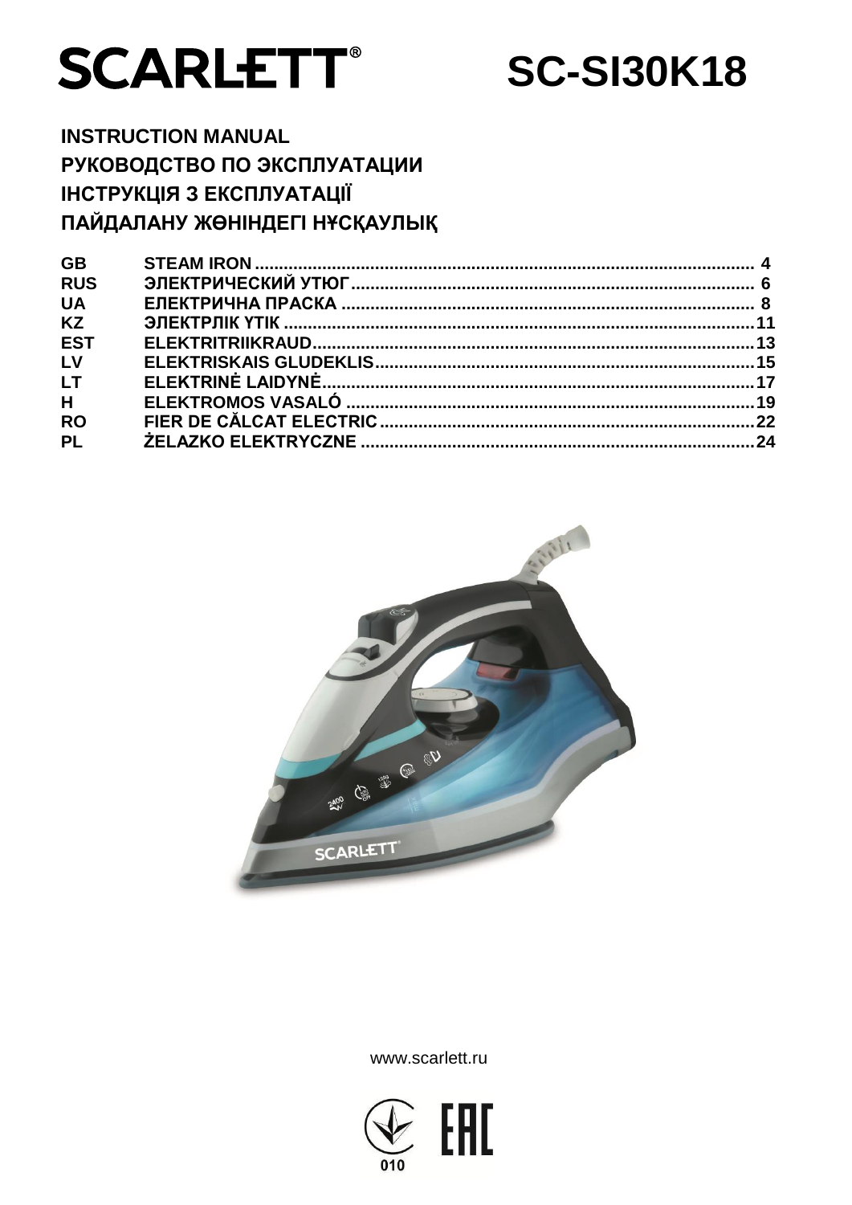# SCARLETT®

# SC-SI30K18

**INSTRUCTION MANUAL**
**РУКОВОДСТВО ПО ЭКСПЛУАТАЦИИ**
**ІНСТРУКЦІЯ З ЕКСПЛУАТАЦІЇ**
**ПАЙДАЛАНУ ЖӨНІНДЕГІ НҰСҚАУЛЫҚ**

| | | |
|---|---|---|
| **GB** | **STEAM IRON** | **4** |
| **RUS** | **ЭЛЕКТРИЧЕСКИЙ УТЮГ** | **6** |
| **UA** | **ЕЛЕКТРИЧНА ПРАСКА** | **8** |
| **KZ** | **ЭЛЕКТРЛІК ҮТІК** | **11** |
| **EST** | **ELEKTRITRIIKRAUD** | **13** |
| **LV** | **ELEKTRISKAIS GLUDEKLIS** | **15** |
| **LT** | **ELEKTRINĖ LAIDYNĖ** | **17** |
| **H** | **ELEKTROMOS VASALÓ** | **19** |
| **RO** | **FIER DE CĂLCAT ELECTRIC** | **22** |
| **PL** | **ŻELAZKO ELEKTRYCZNE** | **24** |

www.scarlett.ru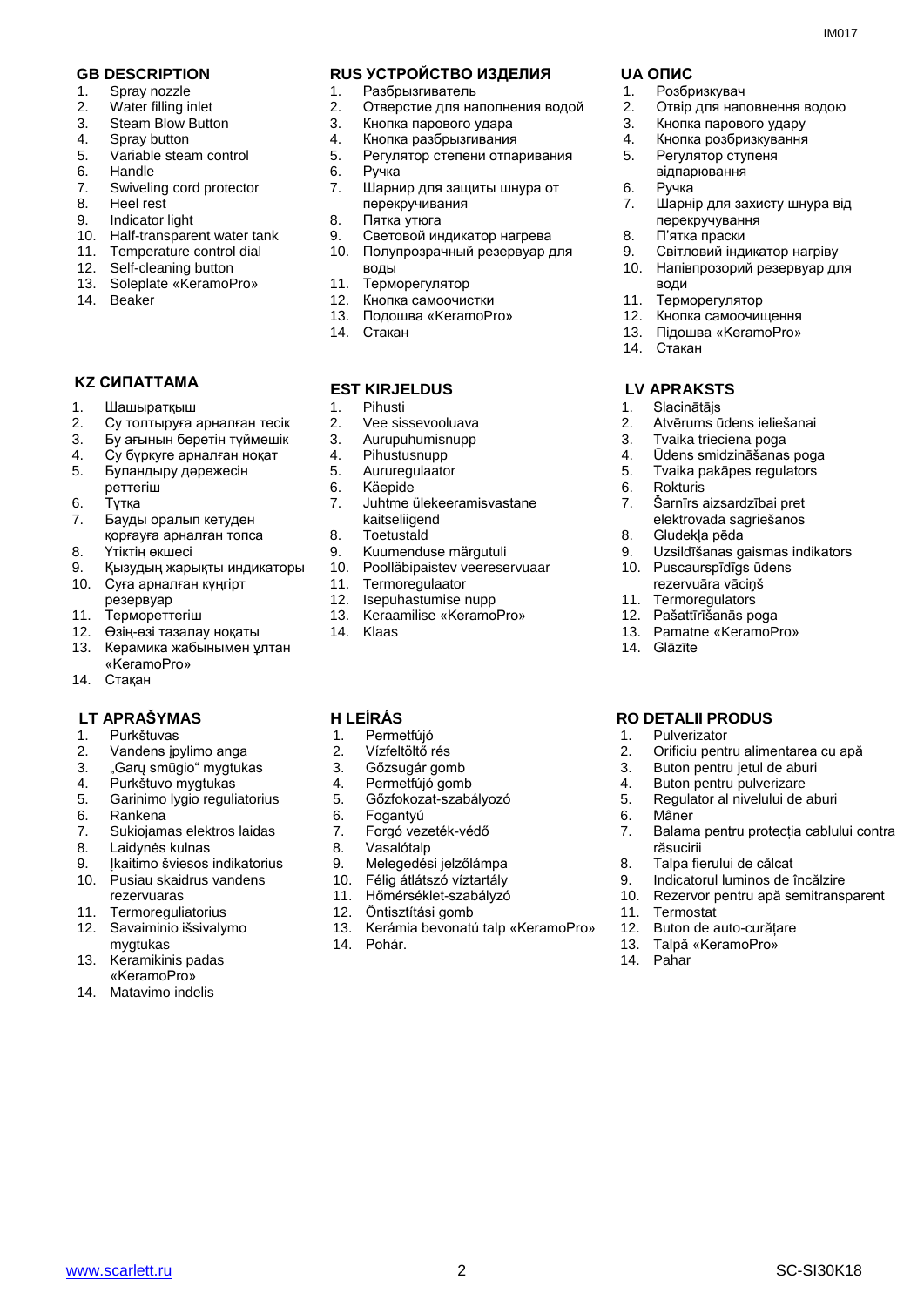## GB DESCRIPTION

1. Spray nozzle
2. Water filling inlet
3. Steam Blow Button
4. Spray button
5. Variable steam control
6. Handle
7. Swiveling cord protector
8. Heel rest
9. Indicator light
10. Half-transparent water tank
11. Temperature control dial
12. Self-cleaning button
13. Soleplate «KeramoPro»
14. Beaker

## RUS УСТРОЙСТВО ИЗДЕЛИЯ

1. Разбрызгиватель
2. Отверстие для наполнения водой
3. Кнопка парового удара
4. Кнопка разбрызгивания
5. Регулятор степени отпаривания
6. Ручка
7. Шарнир для защиты шнура от перекручивания
8. Пятка утюга
9. Световой индикатор нагрева
10. Полупрозрачный резервуар для воды
11. Терморегулятор
12. Кнопка самоочистки
13. Подошва «KeramoPro»
14. Стакан

## UA ОПИС

1. Розбризкувач
2. Отвір для наповнення водою
3. Кнопка парового удару
4. Кнопка розбризкування
5. Регулятор ступеня відпарювання
6. Ручка
7. Шарнір для захисту шнура від перекручування
8. П'ятка праски
9. Світловий індикатор нагріву
10. Напівпрозорий резервуар для води
11. Терморегулятор
12. Кнопка самоочищення
13. Підошва «KeramoPro»
14. Стакан

## KZ СИПАТТАМА

1. Шашыратқыш
2. Су толтыруға арналған тесік
3. Бу ағынын беретін түймешік
4. Су бүркуге арналған ноқат
5. Буландыру дәрежесін реттегіш
6. Тұтқа
7. Бауды оралып кетуден қорғауға арналған топса
8. Үтіктің өкшесі
9. Қызудың жарықты индикаторы
10. Суға арналған күңгірт резервуар
11. Термореттегіш
12. Өзін-өзі тазалау ноқаты
13. Керамика жабынымен ұлтан «KeramoPro»
14. Стақан

## EST KIRJELDUS

1. Pihusti
2. Vee sissevooluava
3. Aurupuhumisnupp
4. Pihustusnupp
5. Aururegulaator
6. Käepide
7. Juhtme ülekeeramisvastane kaitseliigend
8. Toetustald
9. Kuumenduse märgutuli
10. Poolläbipaistev veereservuaar
11. Termoregulaator
12. Isepuhastumise nupp
13. Keraamilise «KeramoPro»
14. Klaas

## LV APRAKSTS

1. Slacinātājs
2. Atvērums ūdens iepiešanai
3. Tvaika trieciena poga
4. Ūdens smidzināšanas poga
5. Tvaika pakāpes regulators
6. Rokturis
7. Šarnīrs aizsardzībai pret elektrovada sagriešanos
8. Gludekļa pēda
9. Uzsildīšanas gaismas indikators
10. Puscaurspīdīgs ūdens rezervuāra vāciņš
11. Termoregulators
12. Pašattīrīšanās poga
13. Pamatne «KeramoPro»
14. Glāzīte

## LT APRAŠYMAS

1. Purkštuvas
2. Vandens įpylimo anga
3. „Garų smūgio" mygtukas
4. Purkštuvo mygtukas
5. Garinimo lygio reguliatorius
6. Rankena
7. Sukiojamas elektros laidas
8. Laidynės kulnas
9. Įkaitimo šviesos indikatorius
10. Pusiau skaidrus vandens rezervuaras
11. Termoreguliatorius
12. Savaiminio išsivalymo mygtukas
13. Keramikinis padas «KeramoPro»
14. Matavimo indelis

## H LEÍRÁS

1. Permetfújó
2. Vízfeltöltő rés
3. Gőzsugár gomb
4. Permetfújó gomb
5. Gőzfokozat-szabályozó
6. Fogantyú
7. Forgó vezeték-védő
8. Vasalótalp
9. Melegedési jelzőlámpa
10. Félig átlátszó víztartály
11. Hőmérséklet-szabályzó
12. Öntisztítási gomb
13. Kerámia bevonatú talp «KeramoPro»
14. Pohár.

## RO DETALII PRODUS

1. Pulverizator
2. Orificiu pentru alimentarea cu apă
3. Buton pentru jetul de aburi
4. Buton pentru pulverizare
5. Regulator al nivelului de aburi
6. Mâner
7. Balama pentru protecția cablului contra răsucirii
8. Talpa fierului de călcat
9. Indicatorul luminos de încălzire
10. Rezervor pentru apă semitransparent
11. Termostat
12. Buton de auto-curățare
13. Talpă «KeramoPro»
14. Pahar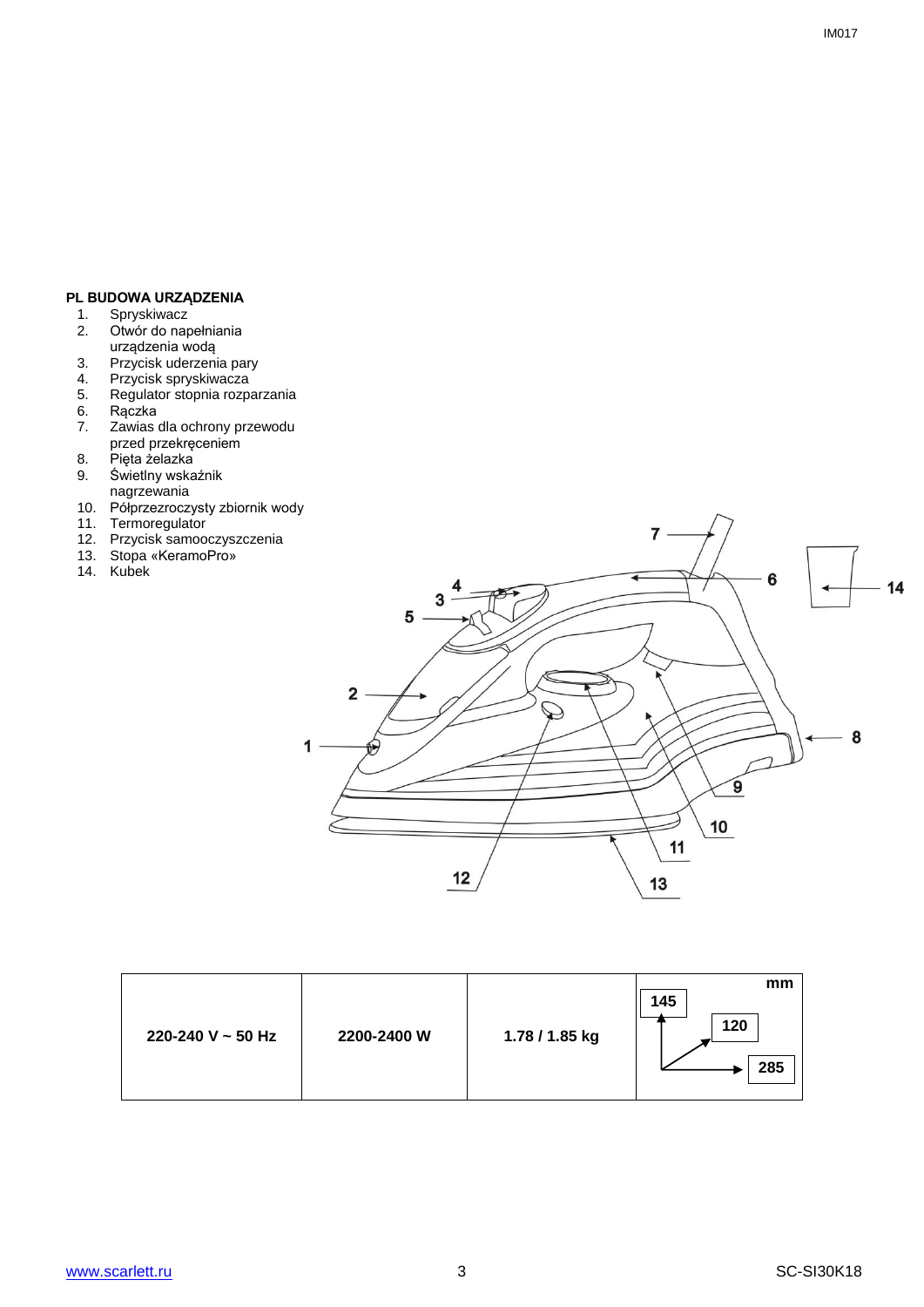**PL BUDOWA URZĄDZENIA**

1. Spryskiwacz
2. Otwór do napełniania urządzenia wodą
3. Przycisk uderzenia pary
4. Przycisk spryskiwacza
5. Regulator stopnia rozparzania
6. Rączka
7. Zawias dla ochrony przewodu przed przekręceniem
8. Pięta żelazka
9. Świetlny wskaźnik nagrzewania
10. Półprzezroczysty zbiornik wody
11. Termoregulator
12. Przycisk samooczyszczenia
13. Stopa «KeramoPro»
14. Kubek

| 220-240 V ~ 50 Hz | 2200-2400 W | 1.78 / 1.85 kg | mm: 145 / 120 / 285 |
|---|---|---|---|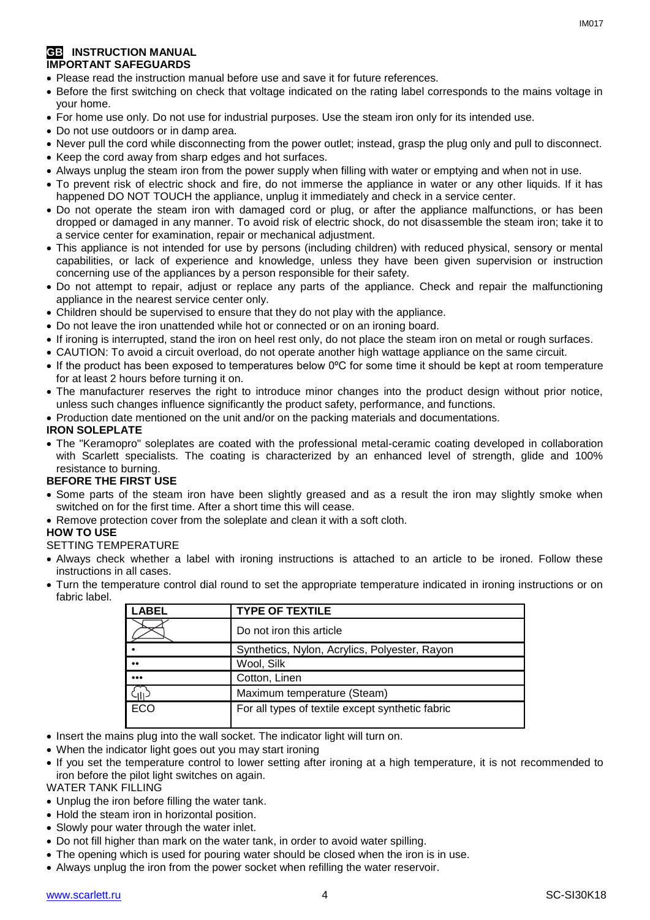# GB INSTRUCTION MANUAL

## IMPORTANT SAFEGUARDS

- Please read the instruction manual before use and save it for future references.
- Before the first switching on check that voltage indicated on the rating label corresponds to the mains voltage in your home.
- For home use only. Do not use for industrial purposes. Use the steam iron only for its intended use.
- Do not use outdoors or in damp area.
- Never pull the cord while disconnecting from the power outlet; instead, grasp the plug only and pull to disconnect.
- Keep the cord away from sharp edges and hot surfaces.
- Always unplug the steam iron from the power supply when filling with water or emptying and when not in use.
- To prevent risk of electric shock and fire, do not immerse the appliance in water or any other liquids. If it has happened DO NOT TOUCH the appliance, unplug it immediately and check in a service center.
- Do not operate the steam iron with damaged cord or plug, or after the appliance malfunctions, or has been dropped or damaged in any manner. To avoid risk of electric shock, do not disassemble the steam iron; take it to a service center for examination, repair or mechanical adjustment.
- This appliance is not intended for use by persons (including children) with reduced physical, sensory or mental capabilities, or lack of experience and knowledge, unless they have been given supervision or instruction concerning use of the appliances by a person responsible for their safety.
- Do not attempt to repair, adjust or replace any parts of the appliance. Check and repair the malfunctioning appliance in the nearest service center only.
- Children should be supervised to ensure that they do not play with the appliance.
- Do not leave the iron unattended while hot or connected or on an ironing board.
- If ironing is interrupted, stand the iron on heel rest only, do not place the steam iron on metal or rough surfaces.
- CAUTION: To avoid a circuit overload, do not operate another high wattage appliance on the same circuit.
- If the product has been exposed to temperatures below 0ºC for some time it should be kept at room temperature for at least 2 hours before turning it on.
- The manufacturer reserves the right to introduce minor changes into the product design without prior notice, unless such changes influence significantly the product safety, performance, and functions.
- Production date mentioned on the unit and/or on the packing materials and documentations.

## IRON SOLEPLATE

- The "Keramopro" soleplates are coated with the professional metal-ceramic coating developed in collaboration with Scarlett specialists. The coating is characterized by an enhanced level of strength, glide and 100% resistance to burning.

## BEFORE THE FIRST USE

- Some parts of the steam iron have been slightly greased and as a result the iron may slightly smoke when switched on for the first time. After a short time this will cease.
- Remove protection cover from the soleplate and clean it with a soft cloth.

## HOW TO USE

SETTING TEMPERATURE

- Always check whether a label with ironing instructions is attached to an article to be ironed. Follow these instructions in all cases.
- Turn the temperature control dial round to set the appropriate temperature indicated in ironing instructions or on fabric label.

| LABEL | TYPE OF TEXTILE |
|---|---|
| (crossed-out iron) | Do not iron this article |
| • | Synthetics, Nylon, Acrylics, Polyester, Rayon |
| •• | Wool, Silk |
| ••• | Cotton, Linen |
| (steam) | Maximum temperature (Steam) |
| ECO | For all types of textile except synthetic fabric |

- Insert the mains plug into the wall socket. The indicator light will turn on.
- When the indicator light goes out you may start ironing
- If you set the temperature control to lower setting after ironing at a high temperature, it is not recommended to iron before the pilot light switches on again.

WATER TANK FILLING

- Unplug the iron before filling the water tank.
- Hold the steam iron in horizontal position.
- Slowly pour water through the water inlet.
- Do not fill higher than mark on the water tank, in order to avoid water spilling.
- The opening which is used for pouring water should be closed when the iron is in use.
- Always unplug the iron from the power socket when refilling the water reservoir.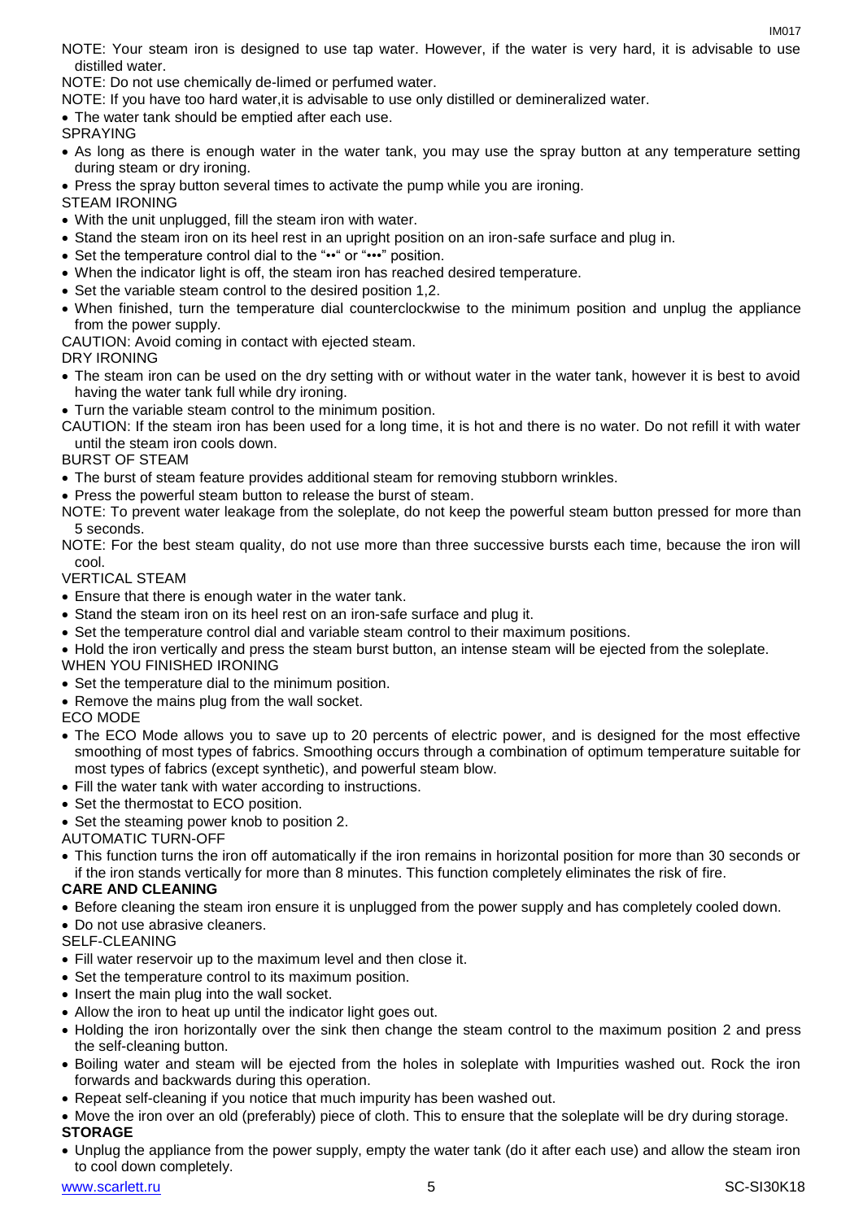NOTE: Your steam iron is designed to use tap water. However, if the water is very hard, it is advisable to use distilled water.

NOTE: Do not use chemically de-limed or perfumed water.

NOTE: If you have too hard water,it is advisable to use only distilled or demineralized water.

- The water tank should be emptied after each use.

SPRAYING

- As long as there is enough water in the water tank, you may use the spray button at any temperature setting during steam or dry ironing.
- Press the spray button several times to activate the pump while you are ironing.

STEAM IRONING

- With the unit unplugged, fill the steam iron with water.
- Stand the steam iron on its heel rest in an upright position on an iron-safe surface and plug in.
- Set the temperature control dial to the "••" or "•••" position.
- When the indicator light is off, the steam iron has reached desired temperature.
- Set the variable steam control to the desired position 1,2.
- When finished, turn the temperature dial counterclockwise to the minimum position and unplug the appliance from the power supply.

CAUTION: Avoid coming in contact with ejected steam.

DRY IRONING

- The steam iron can be used on the dry setting with or without water in the water tank, however it is best to avoid having the water tank full while dry ironing.
- Turn the variable steam control to the minimum position.

CAUTION: If the steam iron has been used for a long time, it is hot and there is no water. Do not refill it with water until the steam iron cools down.

BURST OF STEAM

- The burst of steam feature provides additional steam for removing stubborn wrinkles.
- Press the powerful steam button to release the burst of steam.

NOTE: To prevent water leakage from the soleplate, do not keep the powerful steam button pressed for more than 5 seconds.

NOTE: For the best steam quality, do not use more than three successive bursts each time, because the iron will cool.

VERTICAL STEAM

- Ensure that there is enough water in the water tank.
- Stand the steam iron on its heel rest on an iron-safe surface and plug it.
- Set the temperature control dial and variable steam control to their maximum positions.
- Hold the iron vertically and press the steam burst button, an intense steam will be ejected from the soleplate.

WHEN YOU FINISHED IRONING

- Set the temperature dial to the minimum position.
- Remove the mains plug from the wall socket.

ECO MODE

- The ECO Mode allows you to save up to 20 percents of electric power, and is designed for the most effective smoothing of most types of fabrics. Smoothing occurs through a combination of optimum temperature suitable for most types of fabrics (except synthetic), and powerful steam blow.
- Fill the water tank with water according to instructions.
- Set the thermostat to ECO position.
- Set the steaming power knob to position 2.

AUTOMATIC TURN-OFF

- This function turns the iron off automatically if the iron remains in horizontal position for more than 30 seconds or if the iron stands vertically for more than 8 minutes. This function completely eliminates the risk of fire.

**CARE AND CLEANING**

- Before cleaning the steam iron ensure it is unplugged from the power supply and has completely cooled down.
- Do not use abrasive cleaners.

SELF-CLEANING

- Fill water reservoir up to the maximum level and then close it.
- Set the temperature control to its maximum position.
- Insert the main plug into the wall socket.
- Allow the iron to heat up until the indicator light goes out.
- Holding the iron horizontally over the sink then change the steam control to the maximum position 2 and press the self-cleaning button.
- Boiling water and steam will be ejected from the holes in soleplate with Impurities washed out. Rock the iron forwards and backwards during this operation.
- Repeat self-cleaning if you notice that much impurity has been washed out.
- Move the iron over an old (preferably) piece of cloth. This to ensure that the soleplate will be dry during storage.

**STORAGE**

- Unplug the appliance from the power supply, empty the water tank (do it after each use) and allow the steam iron to cool down completely.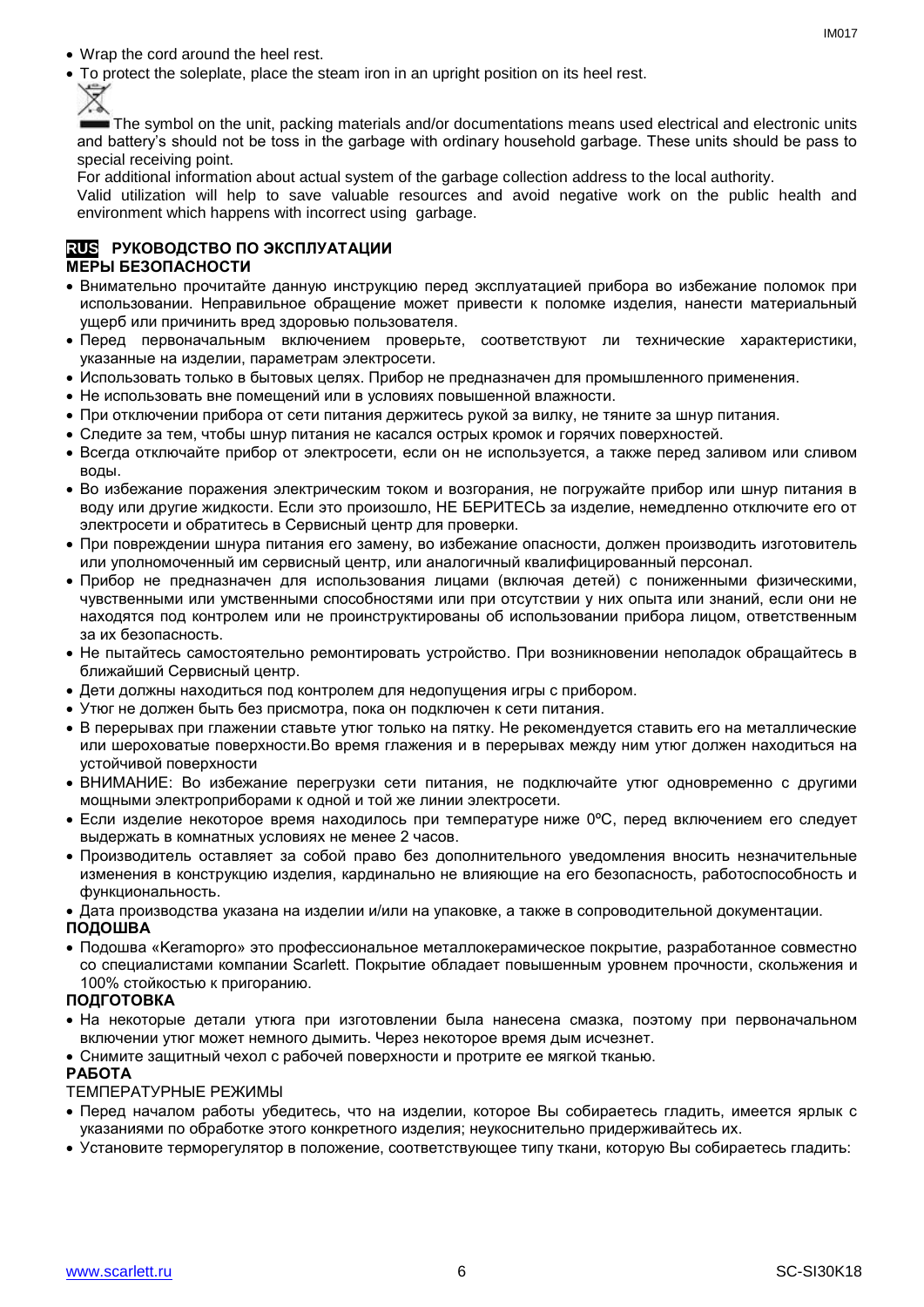- Wrap the cord around the heel rest.
- To protect the soleplate, place the steam iron in an upright position on its heel rest.

The symbol on the unit, packing materials and/or documentations means used electrical and electronic units and battery's should not be toss in the garbage with ordinary household garbage. These units should be pass to special receiving point.

For additional information about actual system of the garbage collection address to the local authority.

Valid utilization will help to save valuable resources and avoid negative work on the public health and environment which happens with incorrect using garbage.

## RUS РУКОВОДСТВО ПО ЭКСПЛУАТАЦИИ

### МЕРЫ БЕЗОПАСНОСТИ

- Внимательно прочитайте данную инструкцию перед эксплуатацией прибора во избежание поломок при использовании. Неправильное обращение может привести к поломке изделия, нанести материальный ущерб или причинить вред здоровью пользователя.
- Перед первоначальным включением проверьте, соответствуют ли технические характеристики, указанные на изделии, параметрам электросети.
- Использовать только в бытовых целях. Прибор не предназначен для промышленного применения.
- Не использовать вне помещений или в условиях повышенной влажности.
- При отключении прибора от сети питания держитесь рукой за вилку, не тяните за шнур питания.
- Следите за тем, чтобы шнур питания не касался острых кромок и горячих поверхностей.
- Всегда отключайте прибор от электросети, если он не используется, а также перед заливом или сливом воды.
- Во избежание поражения электрическим током и возгорания, не погружайте прибор или шнур питания в воду или другие жидкости. Если это произошло, НЕ БЕРИТЕСЬ за изделие, немедленно отключите его от электросети и обратитесь в Сервисный центр для проверки.
- При повреждении шнура питания его замену, во избежание опасности, должен производить изготовитель или уполномоченный им сервисный центр, или аналогичный квалифицированный персонал.
- Прибор не предназначен для использования лицами (включая детей) с пониженными физическими, чувственными или умственными способностями или при отсутствии у них опыта или знаний, если они не находятся под контролем или не проинструктированы об использовании прибора лицом, ответственным за их безопасность.
- Не пытайтесь самостоятельно ремонтировать устройство. При возникновении неполадок обращайтесь в ближайший Сервисный центр.
- Дети должны находиться под контролем для недопущения игры с прибором.
- Утюг не должен быть без присмотра, пока он подключен к сети питания.
- В перерывах при глажении ставьте утюг только на пятку. Не рекомендуется ставить его на металлические или шероховатые поверхности.Во время глажения и в перерывах между ним утюг должен находиться на устойчивой поверхности
- ВНИМАНИЕ: Во избежание перегрузки сети питания, не подключайте утюг одновременно с другими мощными электроприборами к одной и той же линии электросети.
- Если изделие некоторое время находилось при температуре ниже 0ºC, перед включением его следует выдержать в комнатных условиях не менее 2 часов.
- Производитель оставляет за собой право без дополнительного уведомления вносить незначительные изменения в конструкцию изделия, кардинально не влияющие на его безопасность, работоспособность и функциональность.
- Дата производства указана на изделии и/или на упаковке, а также в сопроводительной документации.

### ПОДОШВА

- Подошва «Keramopro» это профессиональное металлокерамическое покрытие, разработанное совместно со специалистами компании Scarlett. Покрытие обладает повышенным уровнем прочности, скольжения и 100% стойкостью к пригоранию.

### ПОДГОТОВКА

- На некоторые детали утюга при изготовлении была нанесена смазка, поэтому при первоначальном включении утюг может немного дымить. Через некоторое время дым исчезнет.
- Снимите защитный чехол с рабочей поверхности и протрите ее мягкой тканью.

### РАБОТА

ТЕМПЕРАТУРНЫЕ РЕЖИМЫ

- Перед началом работы убедитесь, что на изделии, которое Вы собираетесь гладить, имеется ярлык с указаниями по обработке этого конкретного изделия; неукоснительно придерживайтесь их.
- Установите терморегулятор в положение, соответствующее типу ткани, которую Вы собираетесь гладить: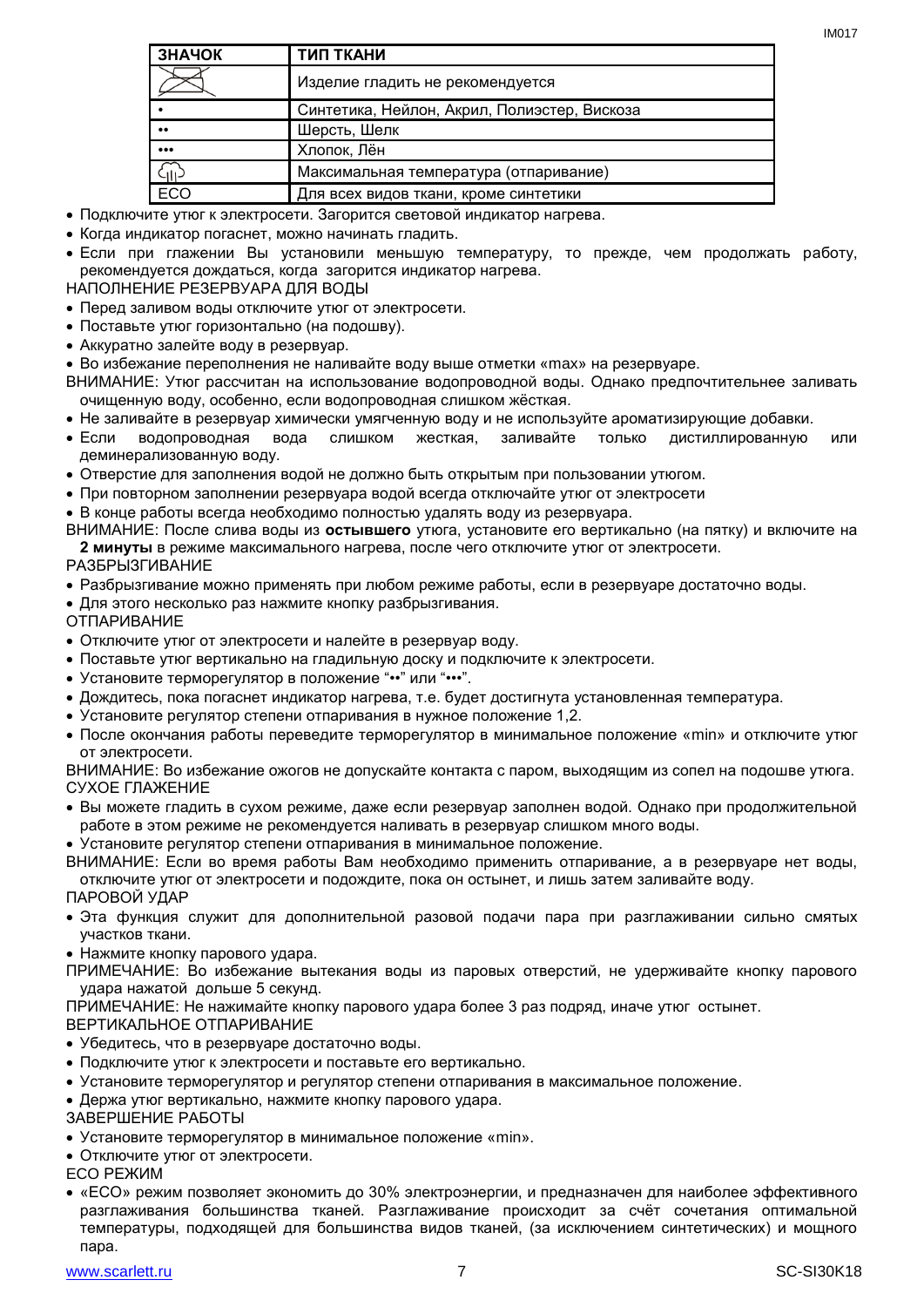| ЗНАЧОК | ТИП ТКАНИ |
|---|---|
| | Изделие гладить не рекомендуется |
| • | Синтетика, Нейлон, Акрил, Полиэстер, Вискоза |
| •• | Шерсть, Шелк |
| ••• | Хлопок, Лён |
| | Максимальная температура (отпаривание) |
| ECO | Для всех видов ткани, кроме синтетики |

- Подключите утюг к электросети. Загорится световой индикатор нагрева.
- Когда индикатор погаснет, можно начинать гладить.
- Если при глажении Вы установили меньшую температуру, то прежде, чем продолжать работу, рекомендуется дождаться, когда загорится индикатор нагрева.

НАПОЛНЕНИЕ РЕЗЕРВУАРА ДЛЯ ВОДЫ

- Перед заливом воды отключите утюг от электросети.
- Поставьте утюг горизонтально (на подошву).
- Аккуратно залейте воду в резервуар.
- Во избежание переполнения не наливайте воду выше отметки «max» на резервуаре.

ВНИМАНИЕ: Утюг рассчитан на использование водопроводной воды. Однако предпочтительнее заливать очищенную воду, особенно, если водопроводная слишком жёсткая.

- Не заливайте в резервуар химически умягченную воду и не используйте ароматизирующие добавки.
- Если водопроводная вода слишком жесткая, заливайте только дистиллированную или деминерализованную воду.
- Отверстие для заполнения водой не должно быть открытым при пользовании утюгом.
- При повторном заполнении резервуара водой всегда отключайте утюг от электросети
- В конце работы всегда необходимо полностью удалять воду из резервуара.

ВНИМАНИЕ: После слива воды из **остывшего** утюга, установите его вертикально (на пятку) и включите на **2 минуты** в режиме максимального нагрева, после чего отключите утюг от электросети.

РАЗБРЫЗГИВАНИЕ

- Разбрызгивание можно применять при любом режиме работы, если в резервуаре достаточно воды.
- Для этого несколько раз нажмите кнопку разбрызгивания.

ОТПАРИВАНИЕ

- Отключите утюг от электросети и налейте в резервуар воду.
- Поставьте утюг вертикально на гладильную доску и подключите к электросети.
- Установите терморегулятор в положение “••” или “•••”.
- Дождитесь, пока погаснет индикатор нагрева, т.е. будет достигнута установленная температура.
- Установите регулятор степени отпаривания в нужное положение 1,2.
- После окончания работы переведите терморегулятор в минимальное положение «min» и отключите утюг от электросети.

ВНИМАНИЕ: Во избежание ожогов не допускайте контакта с паром, выходящим из сопел на подошве утюга.

СУХОЕ ГЛАЖЕНИЕ

- Вы можете гладить в сухом режиме, даже если резервуар заполнен водой. Однако при продолжительной работе в этом режиме не рекомендуется наливать в резервуар слишком много воды.
- Установите регулятор степени отпаривания в минимальное положение.

ВНИМАНИЕ: Если во время работы Вам необходимо применить отпаривание, а в резервуаре нет воды, отключите утюг от электросети и подождите, пока он остынет, и лишь затем заливайте воду.

ПАРОВОЙ УДАР

- Эта функция служит для дополнительной разовой подачи пара при разглаживании сильно смятых участков ткани.
- Нажмите кнопку парового удара.

ПРИМЕЧАНИЕ: Во избежание вытекания воды из паровых отверстий, не удерживайте кнопку парового удара нажатой дольше 5 секунд.

ПРИМЕЧАНИЕ: Не нажимайте кнопку парового удара более 3 раз подряд, иначе утюг остынет.

ВЕРТИКАЛЬНОЕ ОТПАРИВАНИЕ

- Убедитесь, что в резервуаре достаточно воды.
- Подключите утюг к электросети и поставьте его вертикально.
- Установите терморегулятор и регулятор степени отпаривания в максимальное положение.
- Держа утюг вертикально, нажмите кнопку парового удара.

ЗАВЕРШЕНИЕ РАБОТЫ

- Установите терморегулятор в минимальное положение «min».
- Отключите утюг от электросети.

ECO РЕЖИМ

- «ECO» режим позволяет экономить до 30% электроэнергии, и предназначен для наиболее эффективного разглаживания большинства тканей. Разглаживание происходит за счёт сочетания оптимальной температуры, подходящей для большинства видов тканей, (за исключением синтетических) и мощного пара.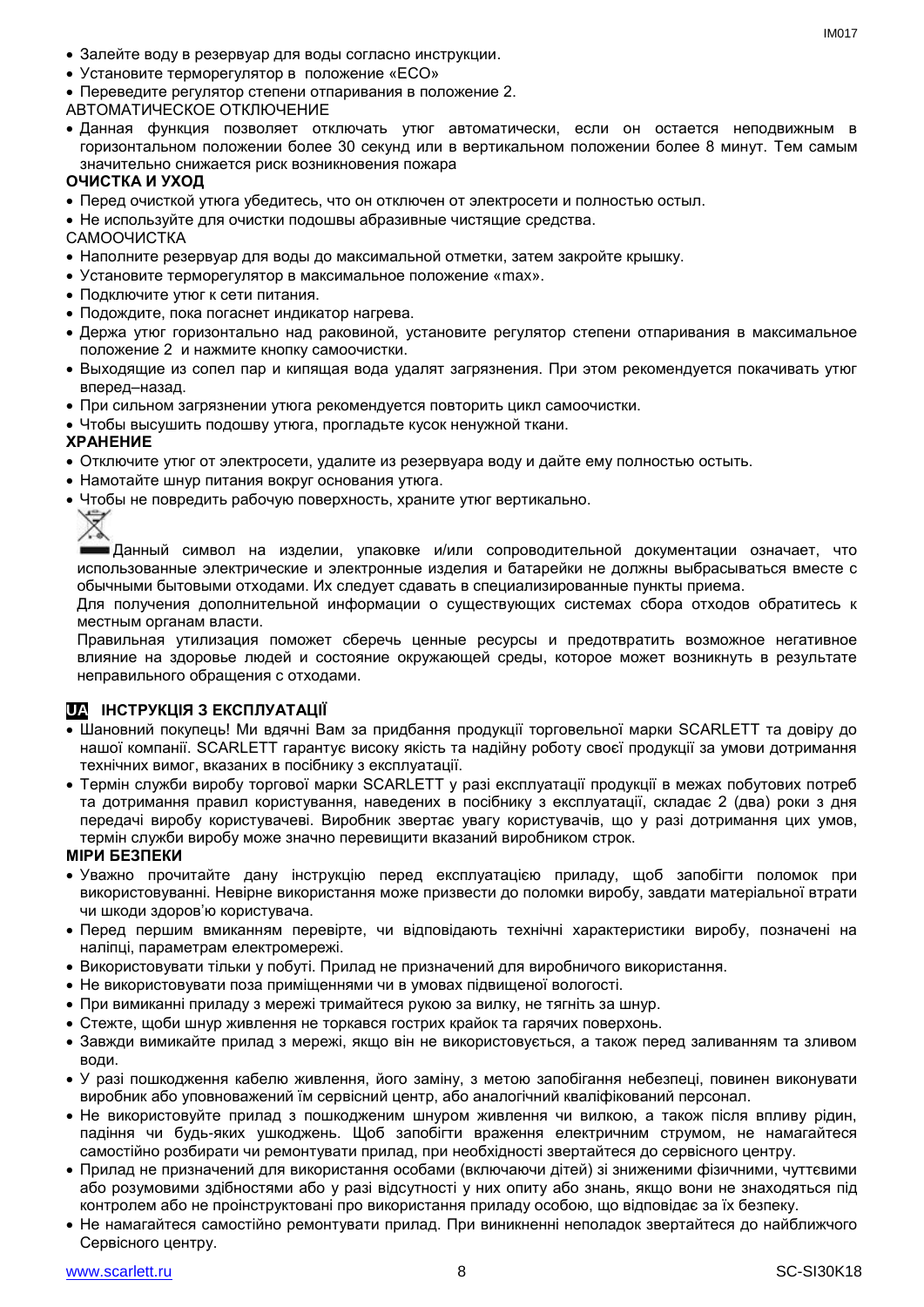- Залейте воду в резервуар для воды согласно инструкции.
- Установите терморегулятор в положение «ECO»
- Переведите регулятор степени отпаривания в положение 2.

АВТОМАТИЧЕСКОЕ ОТКЛЮЧЕНИЕ

- Данная функция позволяет отключать утюг автоматически, если он остается неподвижным в горизонтальном положении более 30 секунд или в вертикальном положении более 8 минут. Тем самым значительно снижается риск возникновения пожара

**ОЧИСТКА И УХОД**

- Перед очисткой утюга убедитесь, что он отключен от электросети и полностью остыл.
- Не используйте для очистки подошвы абразивные чистящие средства.

САМООЧИСТКА

- Наполните резервуар для воды до максимальной отметки, затем закройте крышку.
- Установите терморегулятор в максимальное положение «max».
- Подключите утюг к сети питания.
- Подождите, пока погаснет индикатор нагрева.
- Держа утюг горизонтально над раковиной, установите регулятор степени отпаривания в максимальное положение 2 и нажмите кнопку самоочистки.
- Выходящие из сопел пар и кипящая вода удалят загрязнения. При этом рекомендуется покачивать утюг вперед–назад.
- При сильном загрязнении утюга рекомендуется повторить цикл самоочистки.
- Чтобы высушить подошву утюга, прогладьте кусок ненужной ткани.

**ХРАНЕНИЕ**

- Отключите утюг от электросети, удалите из резервуара воду и дайте ему полностью остыть.
- Намотайте шнур питания вокруг основания утюга.
- Чтобы не повредить рабочую поверхность, храните утюг вертикально.

Данный символ на изделии, упаковке и/или сопроводительной документации означает, что использованные электрические и электронные изделия и батарейки не должны выбрасываться вместе с обычными бытовыми отходами. Их следует сдавать в специализированные пункты приема.

Для получения дополнительной информации о существующих системах сбора отходов обратитесь к местным органам власти.

Правильная утилизация поможет сберечь ценные ресурсы и предотвратить возможное негативное влияние на здоровье людей и состояние окружающей среды, которое может возникнуть в результате неправильного обращения с отходами.

## UA ІНСТРУКЦІЯ З ЕКСПЛУАТАЦІЇ

- Шановний покупець! Ми вдячні Вам за придбання продукції торговельної марки SCARLETT та довіру до нашої компанії. SCARLETT гарантує високу якість та надійну роботу своєї продукції за умови дотримання технічних вимог, вказаних в посібнику з експлуатації.
- Термін служби виробу торгової марки SCARLETT у разі експлуатації продукції в межах побутових потреб та дотримання правил користування, наведених в посібнику з експлуатації, складає 2 (два) роки з дня передачі виробу користувачеві. Виробник звертає увагу користувачів, що у разі дотримання цих умов, термін служби виробу може значно перевищити вказаний виробником строк.

**МІРИ БЕЗПЕКИ**

- Уважно прочитайте дану інструкцію перед експлуатацією приладу, щоб запобігти поломок при використовуванні. Невірне використання може призвести до поломки виробу, завдати матеріальної втрати чи шкоди здоров'ю користувача.
- Перед першим вмиканням перевірте, чи відповідають технічні характеристики виробу, позначені на наліпці, параметрам електромережі.
- Використовувати тільки у побуті. Прилад не призначений для виробничого використання.
- Не використовувати поза приміщеннями чи в умовах підвищеної вологості.
- При вимиканні приладу з мережі тримайтеся рукою за вилку, не тягніть за шнур.
- Стежте, щоби шнур живлення не торкався гострих крайок та гарячих поверхонь.
- Завжди вимикайте прилад з мережі, якщо він не використовується, а також перед заливанням та зливом води.
- У разі пошкодження кабелю живлення, його заміну, з метою запобігання небезпеці, повинен виконувати виробник або уповноважений їм сервісний центр, або аналогічний кваліфікований персонал.
- Не використовуйте прилад з пошкодженим шнуром живлення чи вилкою, а також після впливу рідин, падіння чи будь-яких ушкоджень. Щоб запобігти враження електричним струмом, не намагайтеся самостійно розбирати чи ремонтувати прилад, при необхідності звертайтеся до сервісного центру.
- Прилад не призначений для використання особами (включаючи дітей) зі зниженими фізичними, чуттєвими або розумовими здібностями або у разі відсутності у них опиту або знань, якщо вони не знаходяться під контролем або не проінструктовані про використання приладу особою, що відповідає за їх безпеку.
- Не намагайтеся самостійно ремонтувати прилад. При виникненні неполадок звертайтеся до найближчого Сервісного центру.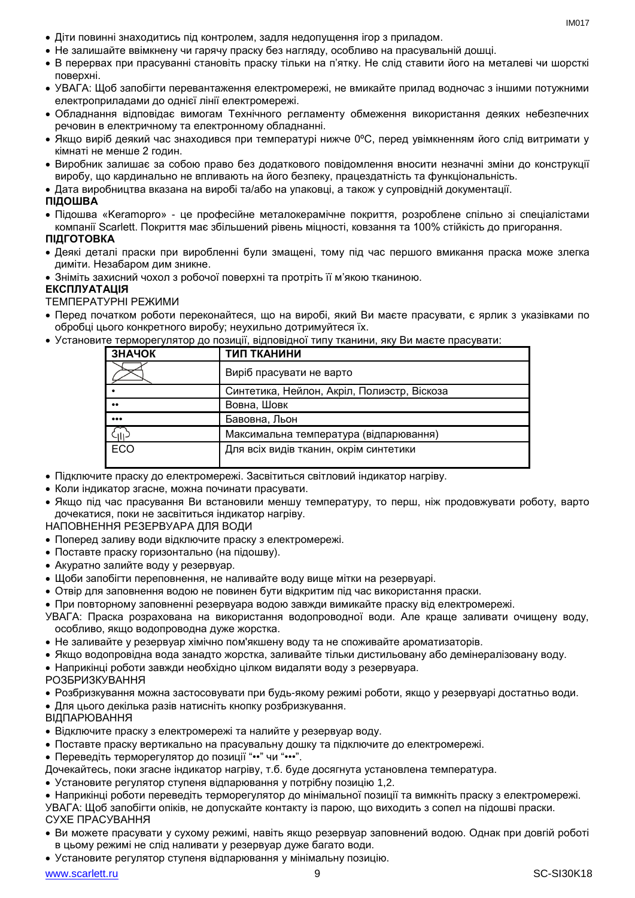- Діти повинні знаходитись під контролем, задля недопущення ігор з приладом.
- Не залишайте ввімкнену чи гарячу праску без нагляду, особливо на прасувальній дошці.
- В перервах при прасуванні становіть праску тільки на п'ятку. Не слід ставити його на металеві чи шорсткі поверхні.
- УВАГА: Щоб запобігти перевантаження електромережі, не вмикайте прилад водночас з іншими потужними електроприладами до однієї лінії електромережі.
- Обладнання відповідає вимогам Технічного регламенту обмеження використання деяких небезпечних речовин в електричному та електронному обладнанні.
- Якщо виріб деякий час знаходився при температурі нижче 0ºC, перед увімкненням його слід витримати у кімнаті не менше 2 годин.
- Виробник залишає за собою право без додаткового повідомлення вносити незначні зміни до конструкції виробу, що кардинально не впливають на його безпеку, працездатність та функціональність.
- Дата виробництва вказана на виробі та/або на упаковці, а також у супровідній документації.

**ПІДОШВА**

- Підошва «Keramopro» - це професійне металокерамічне покриття, розроблене спільно зі спеціалістами компанії Scarlett. Покриття має збільшений рівень міцності, ковзання та 100% стійкість до пригорання.

**ПІДГОТОВКА**

- Деякі деталі праски при виробленні були змащені, тому під час першого вмикання праска може злегка диміти. Незабаром дим зникне.
- Зніміть захисний чохол з робочої поверхні та протріть її м'якою тканиною.

**ЕКСПЛУАТАЦІЯ**

ТЕМПЕРАТУРНІ РЕЖИМИ

- Перед початком роботи переконайтеся, що на виробі, який Ви маєте прасувати, є ярлик з указівками по обробці цього конкретного виробу; неухильно дотримуйтеся їх.
- Установите терморегулятор до позиції, відповідної типу тканини, яку Ви маєте прасувати:

| ЗНАЧОК | ТИП ТКАНИНИ |
|---|---|
| (перекреслена праска) | Виріб прасувати не варто |
| • | Синтетика, Нейлон, Акріл, Полиэстр, Віскоза |
| •• | Вовна, Шовк |
| ••• | Бавовна, Льон |
| (значок пари) | Максимальна температура (відпарювання) |
| ECO | Для всіх видів тканин, окрім синтетики |

- Підключите праску до електромережі. Засвітиться світловий індикатор нагріву.
- Коли індикатор згасне, можна починати прасувати.
- Якщо під час прасування Ви встановили меншу температуру, то перш, ніж продовжувати роботу, варто дочекатися, поки не засвітиться індикатор нагріву.

НАПОВНЕННЯ РЕЗЕРВУАРА ДЛЯ ВОДИ

- Поперед заливу води відключите праску з електромережі.
- Поставте праску горизонтально (на підошву).
- Акуратно залийте воду у резервуар.
- Щоби запобігти переповнення, не наливайте воду вище мітки на резервуарі.
- Отвір для заповнення водою не повинен бути відкритим під час використання праски.
- При повторному заповненні резервуара водою завжди вимикайте праску від електромережі.

УВАГА: Праска розрахована на використання водопроводної води. Але краще заливати очищену воду, особливо, якщо водопроводна дуже жорстка.

- Не заливайте у резервуар хімічно пом'якшену воду та не споживайте ароматизаторів.
- Якщо водопровідна вода занадто жорстка, заливайте тільки дистильовану або демінералізовану воду.
- Наприкінці роботи завжди необхідно цілком видаляти воду з резервуара.

РОЗБРИЗКУВАННЯ

- Розбризкування можна застосовувати при будь-якому режимі роботи, якщо у резервуарі достатньо води.
- Для цього декілька разів натисніть кнопку розбризкування.

ВІДПАРЮВАННЯ

- Відключите праску з електромережі та налийте у резервуар воду.
- Поставте праску вертикально на прасувальну дошку та підключите до електромережі.
- Переведіть терморегулятор до позиції "••" чи "•••".

Дочекайтесь, поки згасне індикатор нагріву, т.б. буде досягнута установлена температура.

- Установите регулятор ступеня відпарювання у потрібну позицію 1,2.
- Наприкінці роботи переведіть терморегулятор до мінімальної позиції та вимкніть праску з електромережі.

УВАГА: Щоб запобігти опіків, не допускайте контакту із парою, що виходить з сопел на підошві праски.

СУХЕ ПРАСУВАННЯ

- Ви можете прасувати у сухому режимі, навіть якщо резервуар заповнений водою. Однак при довгій роботі в цьому режимі не слід наливати у резервуар дуже багато води.
- Установите регулятор ступеня відпарювання у мінімальну позицію.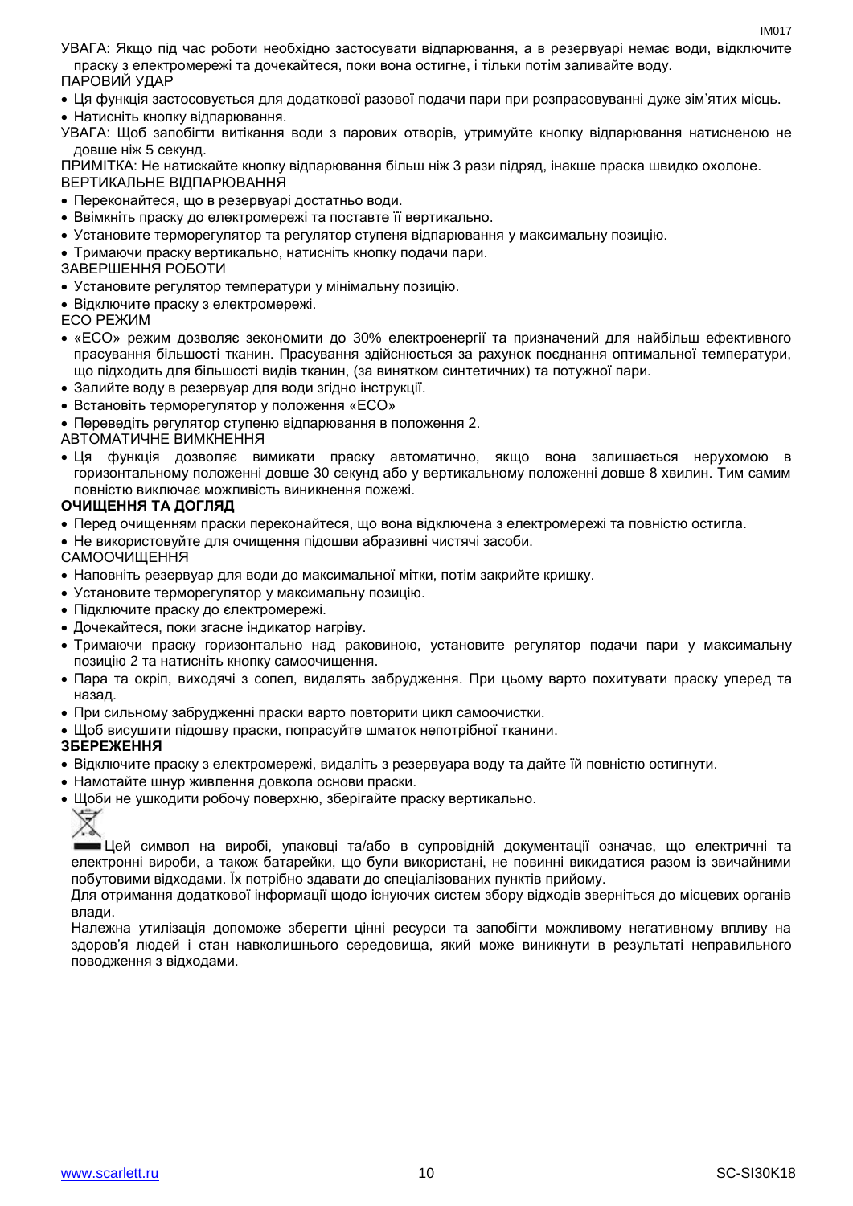УВАГА: Якщо під час роботи необхідно застосувати відпарювання, а в резервуарі немає води, відключите праску з електромережі та дочекайтеся, поки вона остигне, і тільки потім заливайте воду.

ПАРОВИЙ УДАР

- Ця функція застосовується для додаткової разової подачі пари при розпрасовуванні дуже зім'ятих місць.
- Натисніть кнопку відпарювання.

УВАГА: Щоб запобігти витікання води з парових отворів, утримуйте кнопку відпарювання натисненою не довше ніж 5 секунд.

ПРИМІТКА: Не натискайте кнопку відпарювання більш ніж 3 рази підряд, інакше праска швидко охолоне.

ВЕРТИКАЛЬНЕ ВІДПАРЮВАННЯ

- Переконайтеся, що в резервуарі достатньо води.
- Ввімкніть праску до електромережі та поставте її вертикально.
- Установите терморегулятор та регулятор ступеня відпарювання у максимальну позицію.
- Тримаючи праску вертикально, натисніть кнопку подачі пари.

ЗАВЕРШЕННЯ РОБОТИ

- Установите регулятор температури у мінімальну позицію.
- Відключите праску з електромережі.

ECO РЕЖИМ

- «ECO» режим дозволяє зекономити до 30% електроенергії та призначений для найбільш ефективного прасування більшості тканин. Прасування здійснюється за рахунок поєднання оптимальної температури, що підходить для більшості видів тканин, (за винятком синтетичних) та потужної пари.
- Залийте воду в резервуар для води згідно інструкції.
- Встановіть терморегулятор у положення «ECO»
- Переведіть регулятор ступеню відпарювання в положення 2.

АВТОМАТИЧНЕ ВИМКНЕННЯ

- Ця функція дозволяє вимикати праску автоматично, якщо вона залишається нерухомою в горизонтальному положенні довше 30 секунд або у вертикальному положенні довше 8 хвилин. Тим самим повністю виключає можливість виникнення пожежі.

**ОЧИЩЕННЯ ТА ДОГЛЯД**

- Перед очищенням праски переконайтеся, що вона відключена з електромережі та повністю остигла.
- Не використовуйте для очищення підошви абразивні чистячі засоби.

САМООЧИЩЕННЯ

- Наповніть резервуар для води до максимальної мітки, потім закрийте кришку.
- Установите терморегулятор у максимальну позицію.
- Підключите праску до єлектромережі.
- Дочекайтеся, поки згасне індикатор нагріву.
- Тримаючи праску горизонтально над раковиною, установите регулятор подачі пари у максимальну позицію 2 та натисніть кнопку самоочищення.
- Пара та окріп, виходячі з сопел, видалять забруднення. При цьому варто похитувати праску уперед та назад.
- При сильному забрудненні праски варто повторити цикл самоочистки.
- Щоб висушити підошву праски, попрасуйте шматок непотрібної тканини.

**ЗБЕРЕЖЕННЯ**

- Відключите праску з електромережі, видаліть з резервуара воду та дайте їй повністю остигнути.
- Намотайте шнур живлення довкола основи праски.
- Щоби не ушкодити робочу поверхню, зберігайте праску вертикально.

Цей символ на виробі, упаковці та/або в супровідній документації означає, що електричні та електронні вироби, а також батарейки, що були використані, не повинні викидатися разом із звичайними побутовими відходами. Їх потрібно здавати до спеціалізованих пунктів прийому.

Для отримання додаткової інформації щодо існуючих систем збору відходів зверніться до місцевих органів влади.

Належна утилізація допоможе зберегти цінні ресурси та запобігти можливому негативному впливу на здоров'я людей і стан навколишнього середовища, який може виникнути в результаті неправильного поводження з відходами.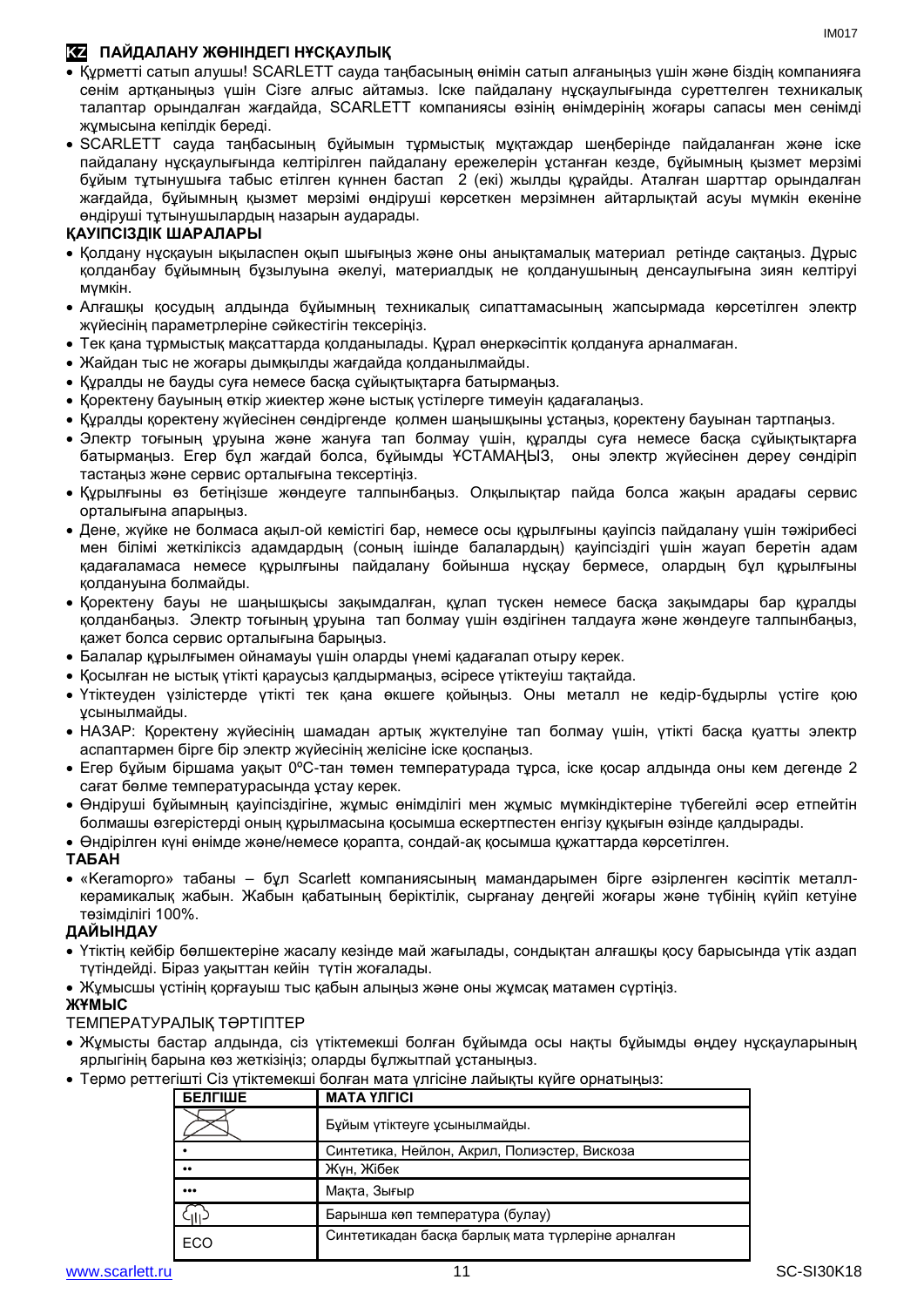# KZ ПАЙДАЛАНУ ЖӨНІНДЕГІ НҰСҚАУЛЫҚ

- Құрметті сатып алушы! SCARLETT сауда таңбасының өнімін сатып алғаныңыз үшін және біздің компанияға сенім артқаныңыз үшін Сізге алғыс айтамыз. Іске пайдалану нұсқаулығында суреттелген техникалық талаптар орындалған жағдайда, SCARLETT компаниясы өзінің өнімдерінің жоғары сапасы мен сенімді жұмысына кепілдік береді.
- SCARLETT сауда таңбасының бұйымын тұрмыстық мұқтаждар шеңберінде пайдаланған және іске пайдалану нұсқаулығында келтірілген пайдалану ережелерін ұстанған кезде, бұйымның қызмет мерзімі бұйым тұтынушыға табыс етілген күннен бастап 2 (екі) жылды құрайды. Аталған шарттар орындалған жағдайда, бұйымның қызмет мерзімі өндіруші көрсеткен мерзімнен айтарлықтай асуы мүмкін екеніне өндіруші тұтынушылардың назарын аударады.

**ҚАУІПСІЗДІК ШАРАЛАРЫ**

- Қолдану нұсқауын ықыласпен оқып шығыңыз және оны анықтамалық материал ретінде сақтаңыз. Дұрыс қолданбау бұйымның бұзылуына әкелуі, материалдық не қолданушының денсаулығына зиян келтіруі мүмкін.
- Алғашқы қосудың алдында бұйымның техникалық сипаттамасының жапсырмада көрсетілген электр жүйесінің параметрлеріне сәйкестігін тексеріңіз.
- Тек қана тұрмыстық мақсаттарда қолданылады. Құрал өнеркәсіптік қолдануға арналмаған.
- Жайдан тыс не жоғары дымқылды жағдайда қолданылмайды.
- Құралды не бауды суға немесе басқа сұйықтықтарға батырмаңыз.
- Қоректену бауының өткір жиектер және ыстық үстілерге тимеуін қадағалаңыз.
- Құралды қоректену жүйесінен сөндіргенде қолмен шаңышқыны ұстаңыз, қоректену бауынан тартпаңыз.
- Электр тоғының ұруына және жануға тап болмау үшін, құралды суға немесе басқа сұйықтықтарға батырмаңыз. Егер бұл жағдай болса, бұйымды ҰСТАМАҢЫЗ, оны электр жүйесінен дереу сөндіріп тастаңыз және сервис орталығына тексертіңіз.
- Құрылғыны өз бетіңізше жөндеуге талпынбаңыз. Олқылықтар пайда болса жақын арадағы сервис орталығына апарыңыз.
- Дене, жүйке не болмаса ақыл-ой кемістігі бар, немесе осы құрылғыны қауіпсіз пайдалану үшін тәжірибесі мен білімі жеткіліксіз адамдардың (соның ішінде балалардың) қауіпсіздігі үшін жауап беретін адам қадағаламаса немесе құрылғыны пайдалану бойынша нұсқау бермесе, олардың бұл құрылғыны қолдануына болмайды.
- Қоректену бауы не шаңышқысы зақымдалған, құлап түскен немесе басқа зақымдары бар құралды қолданбаңыз. Электр тоғының ұруына тап болмау үшін өздігінен талдауға және жөндеуге талпынбаңыз, қажет болса сервис орталығына барыңыз.
- Балалар құрылғымен ойнамауы үшін оларды үнемі қадағалап отыру керек.
- Қосылған не ыстық үтікті қараусыз қалдырмаңыз, әсіресе үтіктеуіш тақтайда.
- Үтіктеуден үзілістерде үтікті тек қана өкшеге қойыңыз. Оны металл не кедір-бұдырлы үстіге қою ұсынылмайды.
- НАЗАР: Қоректену жүйесінің шамадан артық жүктелуіне тап болмау үшін, үтікті басқа қуатты электр аспаптармен бірге бір электр жүйесінің желісіне іске қоспаңыз.
- Егер бұйым біршама уақыт 0ºC-тан төмен температурада тұрса, іске қосар алдында оны кем дегенде 2 сағат бөлме температурасында ұстау керек.
- Өндіруші бұйымның қауіпсіздігіне, жұмыс өнімділігі мен жұмыс мүмкіндіктеріне түбегейлі әсер етпейтін болмашы өзгерістерді оның құрылмасына қосымша ескертпестен енгізу құқығын өзінде қалдырады.
- Өндірілген күні өнімде және/немесе қорапта, сондай-ақ қосымша құжаттарда көрсетілген.

**ТАБАН**

- «Keramopro» табаны – бұл Scarlett компаниясының мамандарымен бірге әзірленген кәсіптік металл-керамикалық жабын. Жабын қабатының беріктілік, сырғанау деңгейі жоғары және түбінің күйіп кетуіне төзімділігі 100%.

**ДАЙЫНДАУ**

- Үтіктің кейбір бөлшектеріне жасалу кезінде май жағылады, сондықтан алғашқы қосу барысында үтік аздап түтіндейді. Біраз уақыттан кейін түтін жоғалады.
- Жұмысшы үстінің қорғауыш тыс қабын алыңыз және оны жұмсақ матамен сүртіңіз.

**ЖҰМЫС**

ТЕМПЕРАТУРАЛЫҚ ТӘРТІПТЕР

- Жұмысты бастар алдында, сіз үтіктемекші болған бұйымда осы нақты бұйымды өңдеу нұсқауларының ярлыгінің барына көз жеткізіңіз; оларды бұлжытпай ұстаныңыз.
- Термо реттегішті Сіз үтіктемекші болған мата үлгісіне лайықты күйге орнатыңыз:

| БЕЛГІШЕ | МАТА ҮЛГІСІ |
|---|---|
| (сызылған үтік белгісі) | Бұйым үтіктеуге ұсынылмайды. |
| • | Синтетика, Нейлон, Акрил, Полиэстер, Вискоза |
| •• | Жүн, Жібек |
| ••• | Мақта, Зығыр |
| (бу белгісі) | Барынша көп температура (булау) |
| ECO | Синтетикадан басқа барлық мата түрлеріне арналған |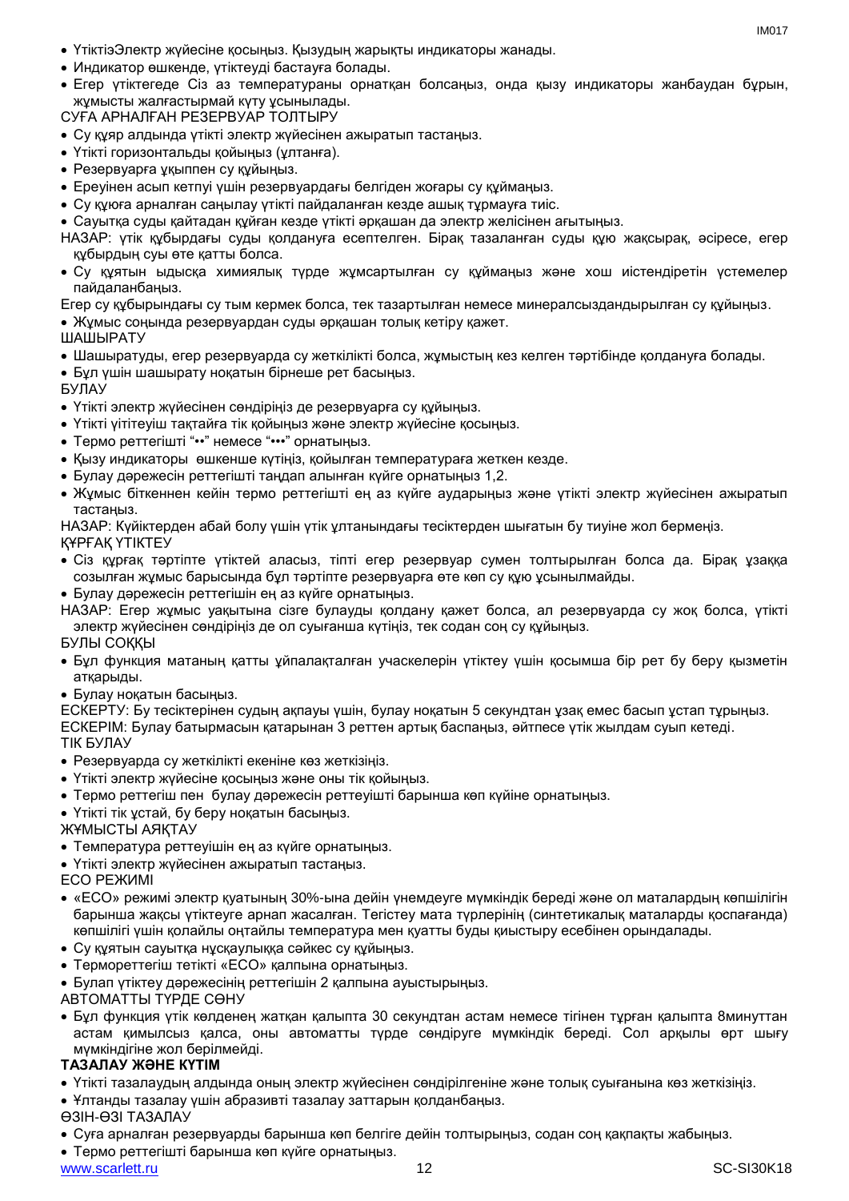- ҮтіктізЭлектр жүйесіне қосыңыз. Қызудың жарықты индикаторы жанады.
- Индикатор өшкенде, үтіктеуді бастауға болады.
- Егер үтіктегеде Сіз аз температураны орнатқан болсаңыз, онда қызу индикаторы жанбаудан бұрын, жұмысты жалғастырмай күту ұсынылады.

СУҒА АРНАЛҒАН РЕЗЕРВУАР ТОЛТЫРУ

- Су құяр алдында үтікті электр жүйесінен ажыратып тастаңыз.
- Үтікті горизонтальды қойыңыз (ұлтанға).
- Резервуарға ұқыппен су құйыңыз.
- Ереуінен асып кетпуі үшін резервуардағы белгіден жоғары су құймаңыз.
- Су құюға арналған саңылау үтікті пайдаланған кезде ашық тұрмауға тиіс.
- Сауытқа суды қайтадан құйған кезде үтікті әрқашан да электр желісінен ағытыңыз.

НАЗАР: үтік құбырдағы суды қолдануға есептелген. Бірақ тазаланған суды құю жақсырақ, әсіресе, егер құбырдың суы өте қатты болса.

- Су құятын ыдысқа химиялық түрде жұмсартылған су құймаңыз және хош иістендіретін үстемелер пайдаланбаңыз.

Егер су құбырындағы су тым кермек болса, тек тазартылған немесе минералсыздандырылған су құйыңыз.

- Жұмыс соңында резервуардан суды әрқашан толық кетіру қажет.

ШАШЫРАТУ

- Шашыратуды, егер резервуарда су жеткілікті болса, жұмыстың кез келген тәртібінде қолдануға болады.
- Бұл үшін шашырату ноқатын бірнеше рет басыңыз.

БУЛАУ

- Үтікті электр жүйесінен сөндіріңіз де резервуарға су құйыңыз.
- Үтікті үтітеуіш тақтайға тік қойыңыз және электр жүйесіне қосыңыз.
- Термо реттегішті "••" немесе "•••" орнатыңыз.
- Қызу индикаторы өшкенше күтіңіз, қойылған температураға жеткен кезде.
- Булау дәрежесін реттегішті таңдап алынған күйге орнатыңыз 1,2.
- Жұмыс біткеннен кейін термо реттегішті ең аз күйге аударыңыз және үтікті электр жүйесінен ажыратып тастаңыз.

НАЗАР: Күйіктерден абай болу үшін үтік ұлтанындағы тесіктерден шығатын бу тиуіне жол бермеңіз.

ҚҰРҒАҚ ҮТІКТЕУ

- Сіз құрғақ тәртіпте үтіктей аласыз, тіпті егер резервуар сумен толтырылған болса да. Бірақ ұзаққа созылған жұмыс барысында бұл тәртіпте резервуарға өте көп су құю ұсынылмайды.
- Булау дәрежесін реттегішін ең аз күйге орнатыңыз.

НАЗАР: Егер жұмыс уақытына сізге булауды қолдану қажет болса, ал резервуарда су жоқ болса, үтікті электр жүйесінен сөндіріңіз де ол суығанша күтіңіз, тек содан соң су құйыңыз.

БУЛЫ СОҚҚЫ

- Бұл функция матаның қатты ұйпалақталған учаскелерін үтіктеу үшін қосымша бір рет бу беру қызметін атқарыды.
- Булау ноқатын басыңыз.

ЕСКЕРТУ: Бу тесіктерінен судың ақпауы үшін, булау ноқатын 5 секундтан ұзақ емес басып ұстап тұрыңыз.

ЕСКЕРІМ: Булау батырмасын қатарынан 3 реттен артық баспаңыз, әйтпесе үтік жылдам суып кетеді.

ТІК БУЛАУ

- Резервуарда су жеткілікті екеніне көз жеткізіңіз.
- Үтікті электр жүйесіне қосыңыз және оны тік қойыңыз.
- Термо реттегіш пен булау дәрежесін реттеуішті барынша көп күйіне орнатыңыз.
- Үтікті тік ұстай, бу беру ноқатын басыңыз.

ЖҰМЫСТЫ АЯҚТАУ

- Температура реттеуішін ең аз күйге орнатыңыз.
- Үтікті электр жүйесінен ажыратып тастаңыз.

ECO РЕЖИМІ

- «ECO» режимі электр қуатының 30%-ына дейін үнемдеуге мүмкіндік береді және ол маталардың көпшілігін барынша жақсы үтіктеуге арнап жасалған. Тегістеу мата түрлерінің (синтетикалық маталарды қоспағанда) көпшілігі үшін қолайлы оңтайлы температура мен қуатты буды қиыстыру есебінен орындалады.
- Су құятын сауытқа нұсқаулыққа сәйкес су құйыңыз.
- Термореттегіш тетікті «ECO» қалпына орнатыңыз.
- Булап үтіктеу дәрежесінің реттегішін 2 қалпына ауыстырыңыз.

АВТОМАТТЫ ТҮРДЕ СӨНУ

- Бұл функция үтік көлденең жатқан қалыпта 30 секундтан астам немесе тігінен тұрған қалыпта 8минуттан астам қимылсыз қалса, оны автоматты түрде сөндіруге мүмкіндік береді. Сол арқылы өрт шығу мүмкіндігіне жол берілмейді.

**ТАЗАЛАУ ЖӘНЕ КҮТІМ**

- Үтікті тазалаудың алдында оның электр жүйесінен сөндірілгеніне және толық суығанына көз жеткізіңіз.
- Ұлтанды тазалау үшін абразивті тазалау заттарын қолданбаңыз.

ӨЗІН-ӨЗІ ТАЗАЛАУ

- Суға арналған резервуарды барынша көп белгіге дейін толтырыңыз, содан соң қақпақты жабыңыз.
- Термо реттегішті барынша көп күйге орнатыңыз.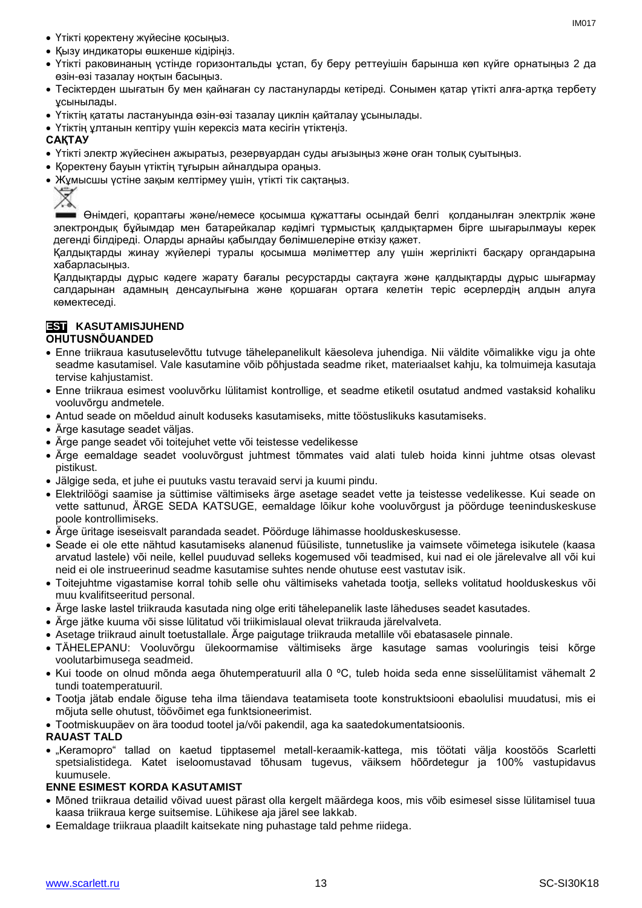- Үтікті қоректену жүйесіне қосыңыз.
- Қызу индикаторы өшкенше кідіріңіз.
- Үтікті раковинаның үстінде горизонтальды ұстап, бу беру реттеуішін барынша көп күйге орнатыңыз 2 да өзін-өзі тазалау ноқтын басыңыз.
- Тесіктерден шығатын бу мен қайнаған су ластануларды кетіреді. Сонымен қатар үтікті алға-артқа тербету ұсынылады.
- Үтіктің қататы ластануында өзін-өзі тазалау циклін қайталау ұсынылады.
- Үтіктің ұлтанын кептіру үшін керексіз мата кесігін үтіктеңіз.

**САҚТАУ**

- Үтікті электр жүйесінен ажыратыз, резервуардан суды ағызыңыз және оған толық суытыңыз.
- Қоректену бауын үтіктің тұғырын айналдыра ораңыз.
- Жұмысшы үстіне зақым келтірмеу үшін, үтікті тік сақтаңыз.

Өнімдегі, қораптағы және/немесе қосымша құжаттағы осындай белгі қолданылған электрлік және электрондық бұйымдар мен батарейкалар кәдімгі тұрмыстық қалдықтармен бірге шығарылмауы керек дегенді білдіреді. Оларды арнайы қабылдау бөлімшелеріне өткізу қажет.

Қалдықтарды жинау жүйелері туралы қосымша мәліметтер алу үшін жергілікті басқару органдарына хабарласыңыз.

Қалдықтарды дұрыс кәдеге жарату бағалы ресурстарды сақтауға және қалдықтарды дұрыс шығармау салдарынан адамның денсаулығына және қоршаған ортаға келетін теріс әсерлердің алдын алуға көмектеседі.

## EST KASUTAMISJUHEND

**OHUTUSNÕUANDED**

- Enne triikraua kasutuselevõttu tutvuge tähelepanelikult käesoleva juhendiga. Nii väldite võimalikke vigu ja ohte seadme kasutamisel. Vale kasutamine võib põhjustada seadme riket, materiaalset kahju, ka tolmuimeja kasutaja tervise kahjustamist.
- Enne triikraua esimest vooluvõrku lülitamist kontrollige, et seadme etiketil osutatud andmed vastaksid kohaliku vooluvõrgu andmetele.
- Antud seade on mõeldud ainult koduseks kasutamiseks, mitte tööstuslikuks kasutamiseks.
- Ärge kasutage seadet väljas.
- Ärge pange seadet või toitejuhet vette või teistesse vedelikesse
- Ärge eemaldage seadet vooluvõrgust juhtmest tõmmates vaid alati tuleb hoida kinni juhtme otsas olevast pistikust.
- Jälgige seda, et juhe ei puutuks vastu teravaid servi ja kuumi pindu.
- Elektrilöögi saamise ja süttimise vältimiseks ärge asetage seadet vette ja teistesse vedelikesse. Kui seade on vette sattunud, ÄRGE SEDA KATSUGE, eemaldage lõikur kohe vooluvõrgust ja pöörduge teeninduskeskuse poole kontrollimiseks.
- Ärge üritage iseseisvalt parandada seadet. Pöörduge lähimasse hoolduskeskusesse.
- Seade ei ole ette nähtud kasutamiseks alanenud füüsiliste, tunnetuslike ja vaimsete võimetega isikutele (kaasa arvatud lastele) või neile, kellel puuduvad selleks kogemused või teadmised, kui nad ei ole järelevalve all või kui neid ei ole instrueerinud seadme kasutamise suhtes nende ohutuse eest vastutav isik.
- Toitejuhtme vigastamise korral tohib selle ohu vältimiseks vahetada tootja, selleks volitatud hoolduskeskus või muu kvalifitseeritud personal.
- Ärge laske lastel triikrauda kasutada ning olge eriti tähelepanelik laste läheduses seadet kasutades.
- Ärge jätke kuuma või sisse lülitatud või triikimislaual olevat triikrauda järelvalveta.
- Asetage triikraud ainult toetustallale. Ärge paigutage triikrauda metallile või ebatasasele pinnale.
- TÄHELEPANU: Vooluvõrgu ülekoormamise vältimiseks ärge kasutage samas vooluringis teisi kõrge voolutarbimusega seadmeid.
- Kui toode on olnud mõnda aega õhutemperatuuril alla 0 ºC, tuleb hoida seda enne sisselülitamist vähemalt 2 tundi toatemperatuuril.
- Tootja jätab endale õiguse teha ilma täiendava teatamiseta toote konstruktsiooni ebaolulisi muudatusi, mis ei mõjuta selle ohutust, töövõimet ega funktsioneerimist.
- Tootmiskuupäev on ära toodud tootel ja/või pakendil, aga ka saatedokumentatsioonis.

**RAUAST TALD**

- „Keramopro" tallad on kaetud tipptasemel metall-keraamik-kattega, mis töötati välja koostöös Scarletti spetsialistidega. Katet iseloomustavad tõhusam tugevus, väiksem hõõrdetegur ja 100% vastupidavus kuumusele.

**ENNE ESIMEST KORDA KASUTAMIST**

- Mõned triikraua detailid võivad uuest pärast olla kergelt määrdega koos, mis võib esimesel sisse lülitamisel tuua kaasa triikraua kerge suitsemise. Lühikese aja järel see lakkab.
- Eemaldage triikraua plaadilt kaitsekate ning puhastage tald pehme riidega.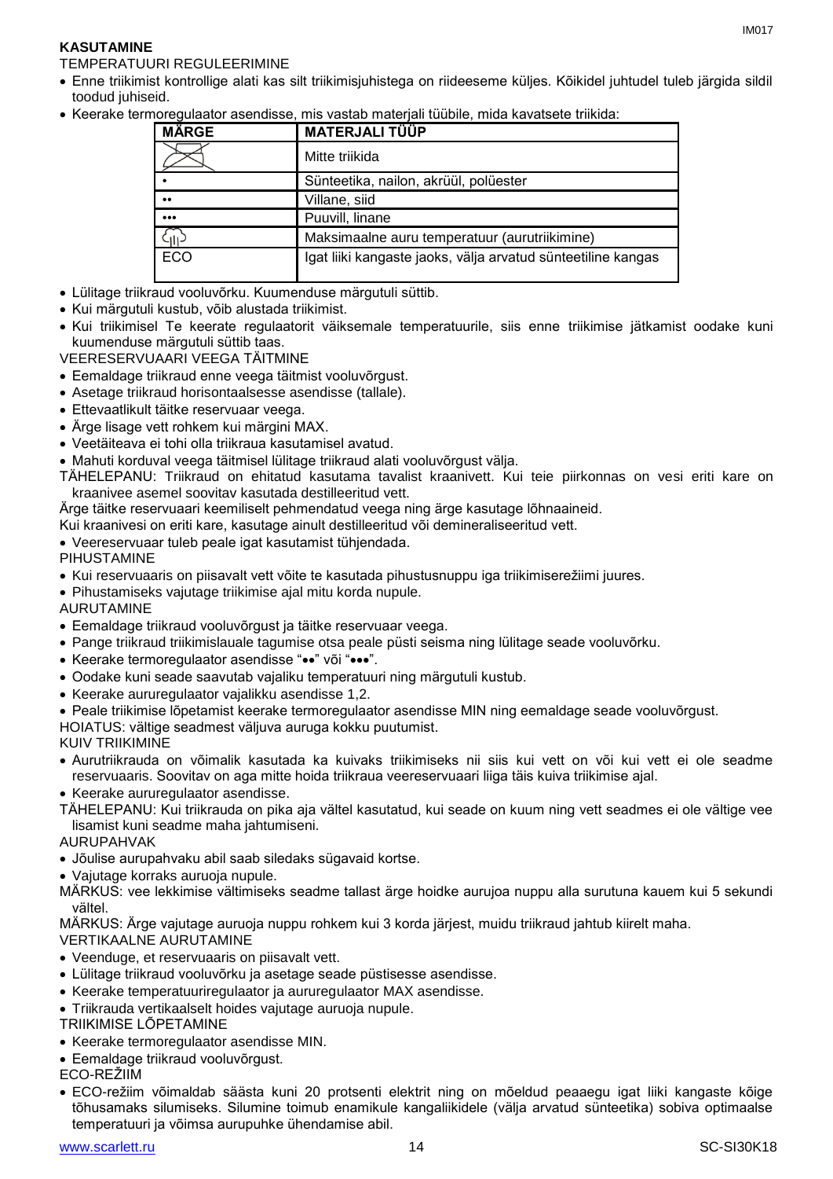**KASUTAMINE**

TEMPERATUURI REGULEERIMINE

- Enne triikimist kontrollige alati kas silt triikimisjuhistega on riideeseme küljes. Kõikidel juhtudel tuleb järgida sildil toodud juhiseid.
- Keerake termoregulaator asendisse, mis vastab materjali tüübile, mida kavatsete triikida:

| **MÄRGE** | **MATERJALI TÜÜP** |
|---|---|
| (läbikriipsutatud triikraud) | Mitte triikida |
| • | Sünteetika, nailon, akrüül, polüester |
| •• | Villane, siid |
| ••• | Puuvill, linane |
| (aur) | Maksimaalne auru temperatuur (aurutriikimine) |
| ECO | Igat liiki kangaste jaoks, välja arvatud sünteetiline kangas |

- Lülitage triikraud vooluvõrku. Kuumenduse märgutuli süttib.
- Kui märgutuli kustub, võib alustada triikimist.
- Kui triikimisel Te keerate regulaatorit väiksemale temperatuurile, siis enne triikimise jätkamist oodake kuni kuumenduse märgutuli süttib taas.

VEERESERVUAARI VEEGA TÄITMINE

- Eemaldage triikraud enne veega täitmist vooluvõrgust.
- Asetage triikraud horisontaalsesse asendisse (tallale).
- Ettevaatlikult täitke reservuaar veega.
- Ärge lisage vett rohkem kui märgini MAX.
- Veetäiteava ei tohi olla triikraua kasutamisel avatud.
- Mahuti korduval veega täitmisel lülitage triikraud alati vooluvõrgust välja.

TÄHELEPANU: Triikraud on ehitatud kasutama tavalist kraanivett. Kui teie piirkonnas on vesi eriti kare on kraanivee asemel soovitav kasutada destilleeritud vett.

Ärge täitke reservuaari keemiliselt pehmendatud veega ning ärge kasutage lõhnaaineid.

Kui kraanivesi on eriti kare, kasutage ainult destilleeritud või demineraliseeritud vett.

- Veereservuaar tuleb peale igat kasutamist tühjendada.

PIHUSTAMINE

- Kui reservuaaris on piisavalt vett võite te kasutada pihustusnuppu iga triikimiserežiimi juures.
- Pihustamiseks vajutage triikimise ajal mitu korda nupule.

AURUTAMINE

- Eemaldage triikraud vooluvõrgust ja täitke reservuaar veega.
- Pange triikraud triikimislauale tagumise otsa peale püsti seisma ning lülitage seade vooluvõrku.
- Keerake termoregulaator asendisse "••" või "•••".
- Oodake kuni seade saavutab vajaliku temperatuuri ning märgutuli kustub.
- Keerake aururegulaator vajalikku asendisse 1,2.
- Peale triikimise lõpetamist keerake termoregulaator asendisse MIN ning eemaldage seade vooluvõrgust.

HOIATUS: vältige seadmest väljuva auruga kokku puutumist.

KUIV TRIIKIMINE

- Aurutriikrauda on võimalik kasutada ka kuivaks triikimiseks nii siis kui vett on või kui vett ei ole seadme reservuaaris. Soovitav on aga mitte hoida triikraua veereservuaari liiga täis kuiva triikimise ajal.
- Keerake aururegulaator asendisse.

TÄHELEPANU: Kui triikrauda on pika aja vältel kasutatud, kui seade on kuum ning vett seadmes ei ole vältige vee lisamist kuni seadme maha jahtumiseni.

AURUPAHVAK

- Jõulise aurupahvaku abil saab siledaks sügavaid kortse.
- Vajutage korraks auruoja nupule.

MÄRKUS: vee lekkimise vältimiseks seadme tallast ärge hoidke aurujoa nuppu alla surutuna kauem kui 5 sekundi vältel.

MÄRKUS: Ärge vajutage auruoja nuppu rohkem kui 3 korda järjest, muidu triikraud jahtub kiirelt maha.

VERTIKAALNE AURUTAMINE

- Veenduge, et reservuaaris on piisavalt vett.
- Lülitage triikraud vooluvõrku ja asetage seade püstisesse asendisse.
- Keerake temperatuuriregulaator ja aururegulaator MAX asendisse.
- Triikrauda vertikaalselt hoides vajutage auruoja nupule.

TRIIKIMISE LÕPETAMINE

- Keerake termoregulaator asendisse MIN.
- Eemaldage triikraud vooluvõrgust.

ECO-REŽIIM

- ECO-režiim võimaldab säästa kuni 20 protsenti elektrit ning on mõeldud peaaegu igat liiki kangaste kõige tõhusamaks silumiseks. Silumine toimub enamikule kangaliikidele (välja arvatud sünteetika) sobiva optimaalse temperatuuri ja võimsa aurupuhke ühendamise abil.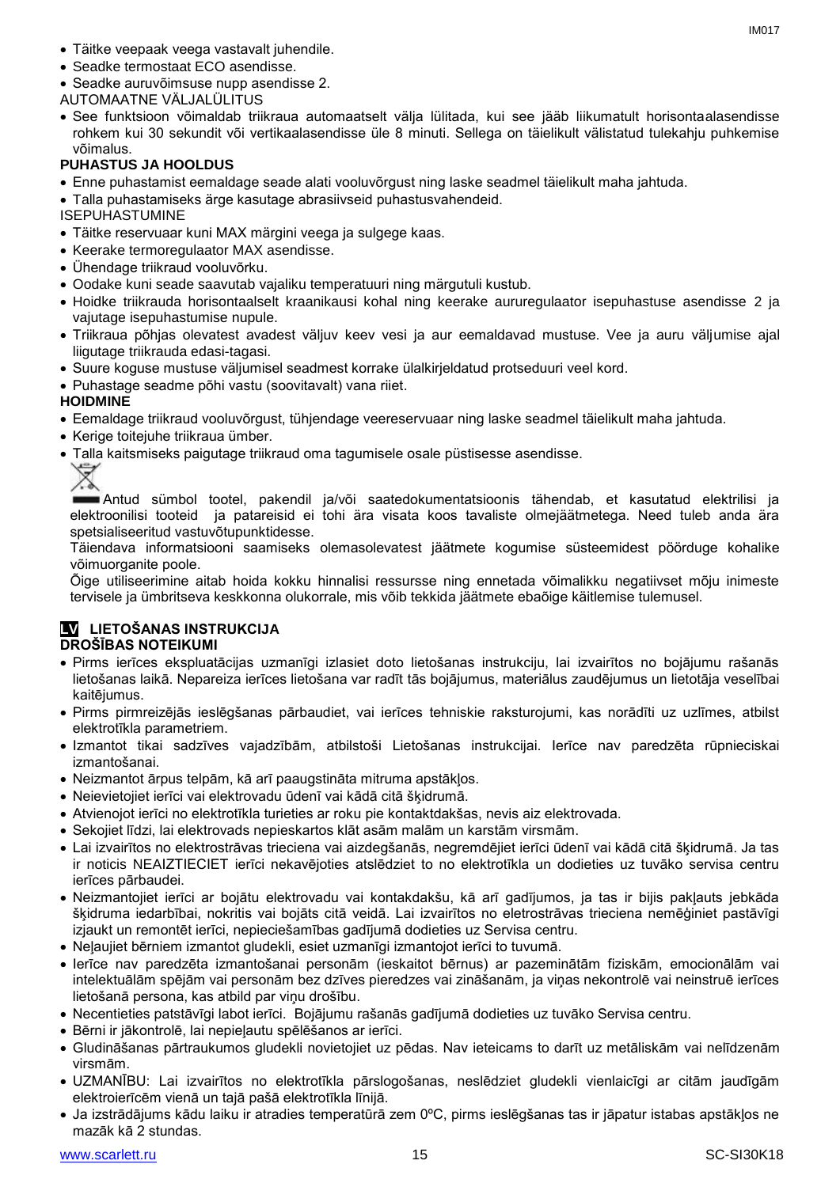- Täitke veepaak veega vastavalt juhendile.
- Seadke termostaat ECO asendisse.
- Seadke auruvõimsuse nupp asendisse 2.

AUTOMAATNE VÄLJALÜLITUS

- See funktsioon võimaldab triikraua automaatselt välja lülitada, kui see jääb liikumatult horisontaalasendisse rohkem kui 30 sekundit või vertikaalasendisse üle 8 minuti. Sellega on täielikult välistatud tulekahju puhkemise võimalus.

**PUHASTUS JA HOOLDUS**

- Enne puhastamist eemaldage seade alati vooluvõrgust ning laske seadmel täielikult maha jahtuda.
- Talla puhastamiseks ärge kasutage abrasiivseid puhastusvahendeid.

ISEPUHASTUMINE

- Täitke reservuaar kuni MAX märgini veega ja sulgege kaas.
- Keerake termoregulaator MAX asendisse.
- Ühendage triikraud vooluvõrku.
- Oodake kuni seade saavutab vajaliku temperatuuri ning märgutuli kustub.
- Hoidke triikrauda horisontaalselt kraanikausi kohal ning keerake aururegulaator isepuhastuse asendisse 2 ja vajutage isepuhastumise nupule.
- Triikraua põhjas olevatest avadest väljuv keev vesi ja aur eemaldavad mustuse. Vee ja auru väljumise ajal liigutage triikrauda edasi-tagasi.
- Suure koguse mustuse väljumisel seadmest korrake ülalkirjeldatud protseduuri veel kord.
- Puhastage seadme põhi vastu (soovitavalt) vana riiet.

**HOIDMINE**

- Eemaldage triikraud vooluvõrgust, tühjendage veereservuaar ning laske seadmel täielikult maha jahtuda.
- Kerige toitejuhe triikraua ümber.
- Talla kaitsmiseks paigutage triikraud oma tagumisele osale püstisesse asendisse.

Antud sümbol tootel, pakendil ja/või saatedokumentatsioonis tähendab, et kasutatud elektrilisi ja elektroonilisi tooteid ja patareisid ei tohi ära visata koos tavaliste olmejäätmetega. Need tuleb anda ära spetsialiseeritud vastuvõtupunktidesse.

Täiendava informatsiooni saamiseks olemasolevatest jäätmete kogumise süsteemidest pöörduge kohalike võimuorganite poole.

Õige utiliseerimine aitab hoida kokku hinnalisi ressursse ning ennetada võimalikku negatiivset mõju inimeste tervisele ja ümbritseva keskkonna olukorrale, mis võib tekkida jäätmete ebaõige käitlemise tulemusel.

## LV LIETOŠANAS INSTRUKCIJA

**DROŠĪBAS NOTEIKUMI**

- Pirms ierīces ekspluatācijas uzmanīgi izlasiet doto lietošanas instrukciju, lai izvairītos no bojājumu rašanās lietošanas laikā. Nepareiza ierīces lietošana var radīt tās bojājumus, materiālus zaudējumus un lietotāja veselībai kaitējumus.
- Pirms pirmreizējās ieslēgšanas pārbaudiet, vai ierīces tehniskie raksturojumi, kas norādīti uz uzlīmes, atbilst elektrotīkla parametriem.
- Izmantot tikai sadzīves vajadzībām, atbilstoši Lietošanas instrukcijai. Ierīce nav paredzēta rūpnieciskai izmantošanai.
- Neizmantot ārpus telpām, kā arī paaugstināta mitruma apstākļos.
- Neievietojiet ierīci vai elektrovadu ūdenī vai kādā citā šķidrumā.
- Atvienojot ierīci no elektrotīkla turieties ar roku pie kontaktdakšas, nevis aiz elektrovada.
- Sekojiet līdzi, lai elektrovads nepieskartos klāt asām malām un karstām virsmām.
- Lai izvairītos no elektrostrāvas trieciena vai aizdegšanās, negremdējiet ierīci ūdenī vai kādā citā šķidrumā. Ja tas ir noticis NEAIZTIECIET ierīci nekavējoties atslēdziet to no elektrotīkla un dodieties uz tuvāko servisa centru ierīces pārbaudei.
- Neizmantojiet ierīci ar bojātu elektrovadu vai kontakdakšu, kā arī gadījumos, ja tas ir bijis pakļauts jebkāda šķidruma iedarbībai, nokritis vai bojāts citā veidā. Lai izvairītos no eletrostrāvas trieciena nemēģiniet pastāvīgi izjaukt un remontēt ierīci, nepieciešamības gadījumā dodieties uz Servisa centru.
- Neļaujiet bērniem izmantot gludekli, esiet uzmanīgi izmantojot ierīci to tuvumā.
- Ierīce nav paredzēta izmantošanai personām (ieskaitot bērnus) ar pazeminātām fiziskām, emocionālām vai intelektuālām spējām vai personām bez dzīves pieredzes vai zināšanām, ja viņas nekontrolē vai neinstruē ierīces lietošanā persona, kas atbild par viņu drošību.
- Necentieties patstāvīgi labot ierīci. Bojājumu rašanās gadījumā dodieties uz tuvāko Servisa centru.
- Bērni ir jākontrolē, lai nepieļautu spēlēšanos ar ierīci.
- Gludināšanas pārtraukumos gludekli novietojiet uz pēdas. Nav ieteicams to darīt uz metāliskām vai nelīdzenām virsmām.
- UZMANĪBU: Lai izvairītos no elektrotīkla pārslogošanas, neslēdziet gludekli vienlaicīgi ar citām jaudīgām elektroierīcēm vienā un tajā pašā elektrotīkla līnijā.
- Ja izstrādājums kādu laiku ir atradies temperatūrā zem 0ºC, pirms ieslēgšanas tas ir jāpatur istabas apstākļos ne mazāk kā 2 stundas.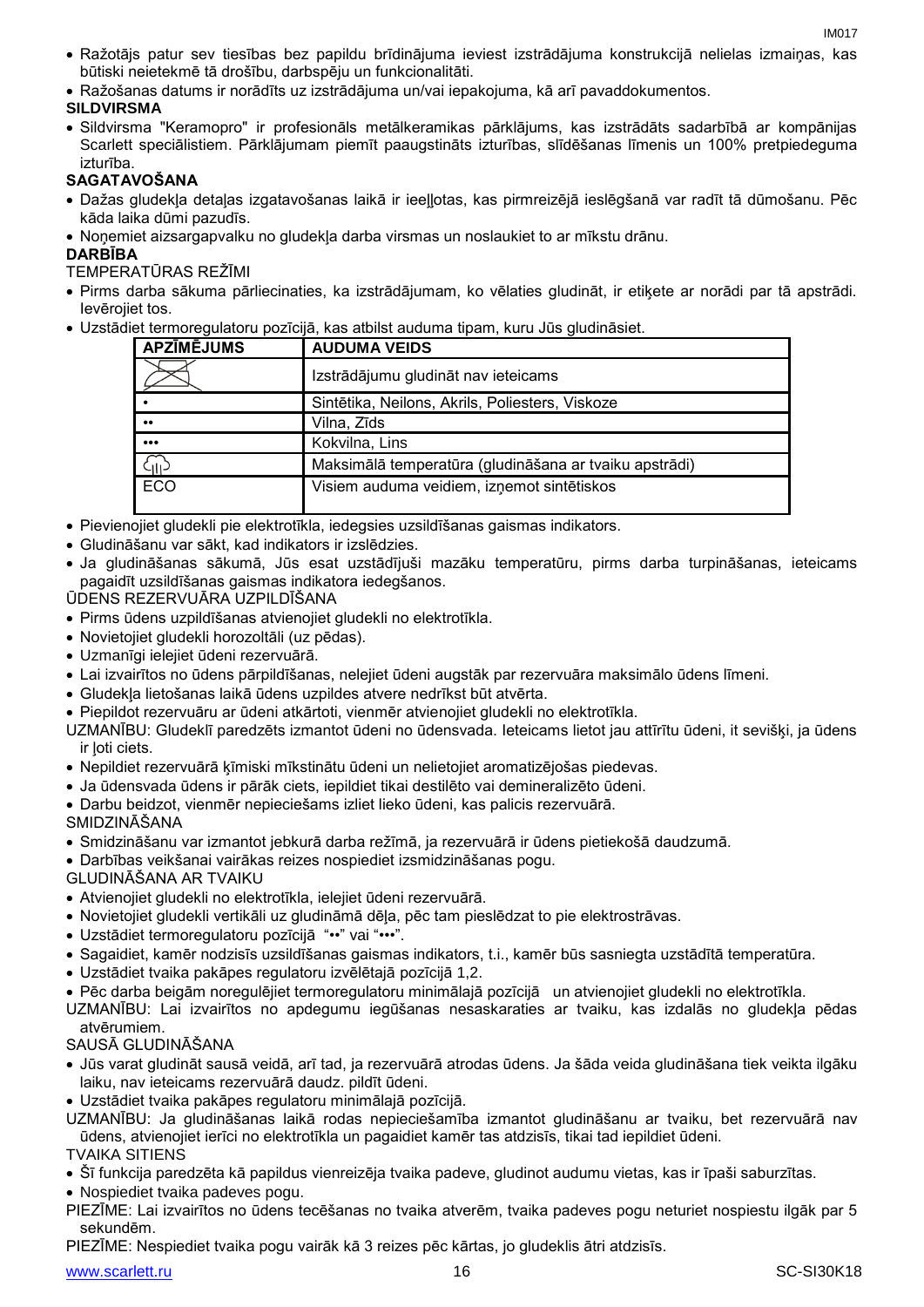- Ražotājs patur sev tiesības bez papildu brīdinājuma ieviest izstrādājuma konstrukcijā nelielas izmaiņas, kas būtiski neietekmē tā drošību, darbspēju un funkcionalitāti.
- Ražošanas datums ir norādīts uz izstrādājuma un/vai iepakojuma, kā arī pavaddokumentos.

**SILDVIRSMA**

- Sildvirsma "Keramopro" ir profesionāls metālkeramikas pārklājums, kas izstrādāts sadarbībā ar kompānijas Scarlett speciālistiem. Pārklājumam piemīt paaugstināts izturības, slīdēšanas līmenis un 100% pretpiedeguma izturība.

**SAGATAVOŠANA**

- Dažas gludekļa detaļas izgatavošanas laikā ir ieeļļotas, kas pirmreizējā ieslēgšanā var radīt tā dūmošanu. Pēc kāda laika dūmi pazudīs.
- Noņemiet aizsargapvalku no gludekļa darba virsmas un noslaukiet to ar mīkstu drānu.

**DARBĪBA**

TEMPERATŪRAS REŽĪMI

- Pirms darba sākuma pārliecinaties, ka izstrādājumam, ko vēlaties gludināt, ir etiķete ar norādi par tā apstrādi. Ievērojiet tos.
- Uzstādiet termoregulatoru pozīcijā, kas atbilst auduma tipam, kuru Jūs gludināsiet.

| APZĪMĒJUMS | AUDUMA VEIDS |
|---|---|
| | Izstrādājumu gludināt nav ieteicams |
| • | Sintētika, Neilons, Akrils, Poliesters, Viskoze |
| •• | Vilna, Zīds |
| ••• | Kokvilna, Lins |
| | Maksimālā temperatūra (gludināšana ar tvaiku apstrādi) |
| ECO | Visiem auduma veidiem, izņemot sintētiskos |

- Pievienojiet gludekli pie elektrotīkla, iedegsies uzsildīšanas gaismas indikators.
- Gludināšanu var sākt, kad indikators ir izslēdzies.
- Ja gludināšanas sākumā, Jūs esat uzstādījuši mazāku temperatūru, pirms darba turpināšanas, ieteicams pagaidīt uzsildīšanas gaismas indikatora iedegšanos.

ŪDENS REZERVUĀRA UZPILDĪŠANA

- Pirms ūdens uzpildīšanas atvienojiet gludekli no elektrotīkla.
- Novietojiet gludekli horozoltāli (uz pēdas).
- Uzmanīgi ielejiet ūdeni rezervuārā.
- Lai izvairītos no ūdens pārpildīšanas, nelejiet ūdeni augstāk par rezervuāra maksimālo ūdens līmeni.
- Gludekļa lietošanas laikā ūdens uzpildes atvere nedrīkst būt atvērta.
- Piepildot rezervuāru ar ūdeni atkārtoti, vienmēr atvienojiet gludekli no elektrotīkla.

UZMANĪBU: Gludeklī paredzēts izmantot ūdeni no ūdensvada. Ieteicams lietot jau attīrītu ūdeni, it sevišķi, ja ūdens ir ļoti ciets.

- Nepildiet rezervuārā ķīmiski mīkstinātu ūdeni un nelietojiet aromatizējošas piedevas.
- Ja ūdensvada ūdens ir pārāk ciets, iepildiet tikai destilēto vai demineralizēto ūdeni.
- Darbu beidzot, vienmēr nepieciešams izliet lieko ūdeni, kas palicis rezervuārā.

SMIDZINĀŠANA

- Smidzināšanu var izmantot jebkurā darba režīmā, ja rezervuārā ir ūdens pietiekošā daudzumā.
- Darbības veikšanai vairākas reizes nospiediet izsmidzināšanas pogu.

GLUDINĀŠANA AR TVAIKU

- Atvienojiet gludekli no elektrotīkla, ielejiet ūdeni rezervuārā.
- Novietojiet gludekli vertikāli uz gludināmā dēļa, pēc tam pieslēdzat to pie elektrostrāvas.
- Uzstādiet termoregulatoru pozīcijā "••" vai "•••".
- Sagaidiet, kamēr nodzisīs uzsildīšanas gaismas indikators, t.i., kamēr būs sasniegta uzstādītā temperatūra.
- Uzstādiet tvaika pakāpes regulatoru izvēlētajā pozīcijā 1,2.
- Pēc darba beigām noregulējiet termoregulatoru minimālajā pozīcijā un atvienojiet gludekli no elektrotīkla.

UZMANĪBU: Lai izvairītos no apdegumu iegūšanas nesaskaraties ar tvaiku, kas izdalās no gludekļa pēdas atvērumiem.

SAUSĀ GLUDINĀŠANA

- Jūs varat gludināt sausā veidā, arī tad, ja rezervuārā atrodas ūdens. Ja šāda veida gludināšana tiek veikta ilgāku laiku, nav ieteicams rezervuārā daudz. pildīt ūdeni.
- Uzstādiet tvaika pakāpes regulatoru minimālajā pozīcijā.

UZMANĪBU: Ja gludināšanas laikā rodas nepieciešamība izmantot gludināšanu ar tvaiku, bet rezervuārā nav ūdens, atvienojiet ierīci no elektrotīkla un pagaidiet kamēr tas atdzisīs, tikai tad iepildiet ūdeni.

TVAIKA SITIENS

- Šī funkcija paredzēta kā papildus vienreizēja tvaika padeve, gludinot audumu vietas, kas ir īpaši saburzītas.
- Nospiediet tvaika padeves pogu.

PIEZĪME: Lai izvairītos no ūdens tecēšanas no tvaika atverēm, tvaika padeves pogu neturiet nospiestu ilgāk par 5 sekundēm.

PIEZĪME: Nespiediet tvaika pogu vairāk kā 3 reizes pēc kārtas, jo gludeklis ātri atdzisīs.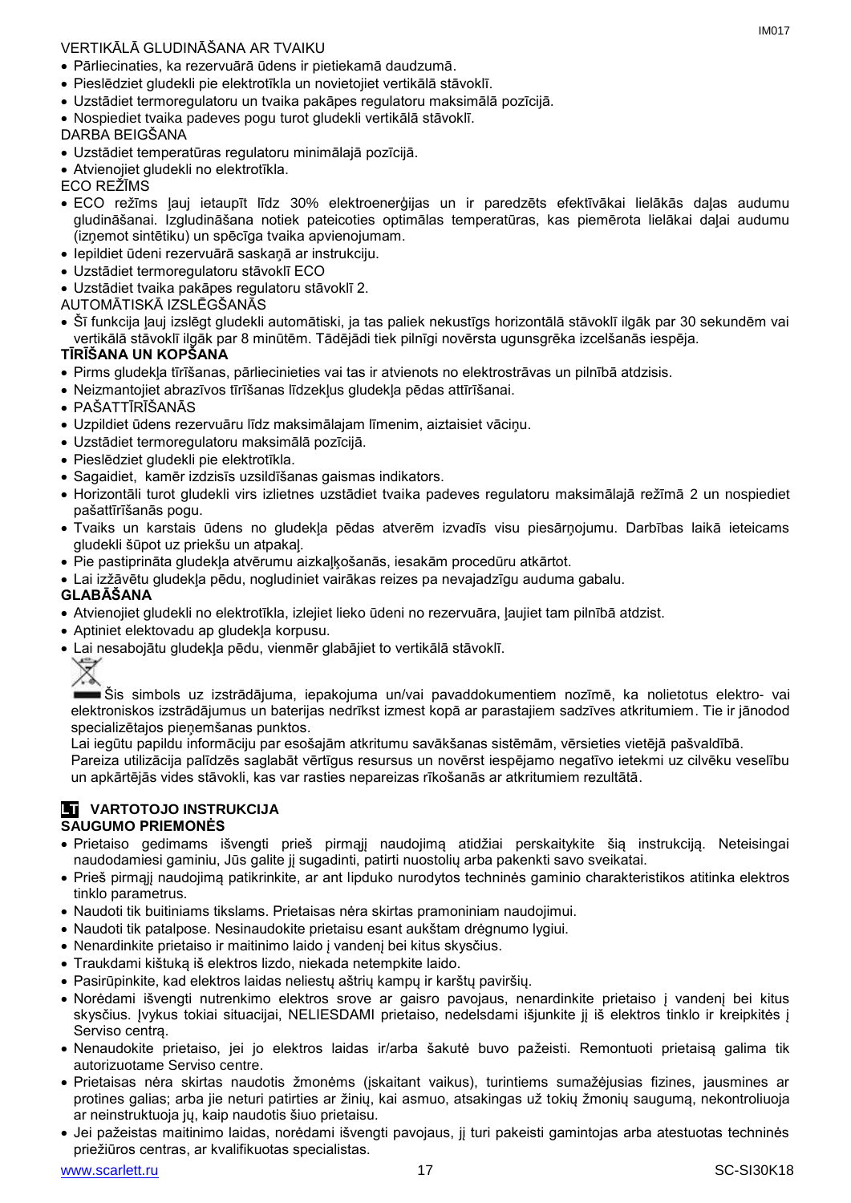VERTIKĀLĀ GLUDINĀŠANA AR TVAIKU

- Pārliecinaties, ka rezervuārā ūdens ir pietiekamā daudzumā.
- Pieslēdziet gludekli pie elektrotīkla un novietojiet vertikālā stāvoklī.
- Uzstādiet termoregulatoru un tvaika pakāpes regulatoru maksimālā pozīcijā.
- Nospiediet tvaika padeves pogu turot gludekli vertikālā stāvoklī.

DARBA BEIGŠANA

- Uzstādiet temperatūras regulatoru minimālajā pozīcijā.
- Atvienojiet gludekli no elektrotīkla.

ECO REŽĪMS

- ECO režīms ļauj ietaupīt līdz 30% elektroenerģijas un ir paredzēts efektīvākai lielākās daļas audumu gludināšanai. Izgludināšana notiek pateicoties optimālas temperatūras, kas piemērota lielākai daļai audumu (izņemot sintētiku) un spēcīga tvaika apvienojumam.
- Iepildiet ūdeni rezervuārā saskaņā ar instrukciju.
- Uzstādiet termoregulatoru stāvoklī ECO
- Uzstādiet tvaika pakāpes regulatoru stāvoklī 2.

AUTOMĀTISKĀ IZSLĒGŠANĀS

- Šī funkcija ļauj izslēgt gludekli automātiski, ja tas paliek nekustīgs horizontālā stāvoklī ilgāk par 30 sekundēm vai vertikālā stāvoklī ilgāk par 8 minūtēm. Tādējādi tiek pilnīgi novērsta ugunsgrēka izcelšanās iespēja.

**TĪRĪŠANA UN KOPŠANA**

- Pirms gludekļa tīrīšanas, pārliecinieties vai tas ir atvienots no elektrostrāvas un pilnībā atdzisis.
- Neizmantojiet abrazīvos tīrīšanas līdzekļus gludekļa pēdas attīrīšanai.
- PAŠATTĪRĪŠANĀS
- Uzpildiet ūdens rezervuāru līdz maksimālajam līmenim, aiztaisiet vāciņu.
- Uzstādiet termoregulatoru maksimālā pozīcijā.
- Pieslēdziet gludekli pie elektrotīkla.
- Sagaidiet, kamēr izdzisīs uzsildīšanas gaismas indikators.
- Horizontāli turot gludekli virs izlietnes uzstādiet tvaika padeves regulatoru maksimālajā režīmā 2 un nospiediet pašattīrīšanās pogu.
- Tvaiks un karstais ūdens no gludekļa pēdas atverēm izvadīs visu piesārņojumu. Darbības laikā ieteicams gludekli šūpot uz priekšu un atpakaļ.
- Pie pastiprināta gludekļa atvērumu aizkaļķošanās, iesakām procedūru atkārtot.
- Lai izžāvētu gludekļa pēdu, nogludiniet vairākas reizes pa nevajadzīgu auduma gabalu.

**GLABĀŠANA**

- Atvienojiet gludekli no elektrotīkla, izlejiet lieko ūdeni no rezervuāra, ļaujiet tam pilnībā atdzist.
- Aptiniet elektovadu ap gludekļa korpusu.
- Lai nesabojātu gludekļa pēdu, vienmēr glabājiet to vertikālā stāvoklī.

Šis simbols uz izstrādājuma, iepakojuma un/vai pavaddokumentiem nozīmē, ka nolietotus elektro- vai elektroniskos izstrādājumus un baterijas nedrīkst izmest kopā ar parastajiem sadzīves atkritumiem. Tie ir jānodod specializētajos pieņemšanas punktos.

Lai iegūtu papildu informāciju par esošajām atkritumu savākšanas sistēmām, vērsieties vietējā pašvaldībā.

Pareiza utilizācija palīdzēs saglabāt vērtīgus resursus un novērst iespējamo negatīvo ietekmi uz cilvēku veselību un apkārtējās vides stāvokli, kas var rasties nepareizas rīkošanās ar atkritumiem rezultātā.

## LT VARTOTOJO INSTRUKCIJA

**SAUGUMO PRIEMONĖS**

- Prietaiso gedimams išvengti prieš pirmąjį naudojimą atidžiai perskaitykite šią instrukciją. Neteisingai naudodamiesi gaminiu, Jūs galite jį sugadinti, patirti nuostolių arba pakenkti savo sveikatai.
- Prieš pirmąjį naudojimą patikrinkite, ar ant lipduko nurodytos techninės gaminio charakteristikos atitinka elektros tinklo parametrus.
- Naudoti tik buitiniams tikslams. Prietaisas nėra skirtas pramoniniam naudojimui.
- Naudoti tik patalpose. Nesinaudokite prietaisu esant aukštam drėgnumo lygiui.
- Nenardinkite prietaiso ir maitinimo laido į vandenį bei kitus skysčius.
- Traukdami kištuką iš elektros lizdo, niekada netempkite laido.
- Pasirūpinkite, kad elektros laidas neliestų aštrių kampų ir karštų paviršių.
- Norėdami išvengti nutrenkimo elektros srove ar gaisro pavojaus, nenardinkite prietaiso į vandenį bei kitus skysčius. Įvykus tokiai situacijai, NELIESDAMI prietaiso, nedelsdami išjunkite jį iš elektros tinklo ir kreipkitės į Serviso centrą.
- Nenaudokite prietaiso, jei jo elektros laidas ir/arba šakutė buvo pažeisti. Remontuoti prietaisą galima tik autorizuotame Serviso centre.
- Prietaisas nėra skirtas naudotis žmonėms (įskaitant vaikus), turintiems sumažėjusias fizines, jausmines ar protines galias; arba jie neturi patirties ar žinių, kai asmuo, atsakingas už tokių žmonių saugumą, nekontroliuoja ar neinstruktuoja jų, kaip naudotis šiuo prietaisu.
- Jei pažeistas maitinimo laidas, norėdami išvengti pavojaus, jį turi pakeisti gamintojas arba atestuotas techninės priežiūros centras, ar kvalifikuotas specialistas.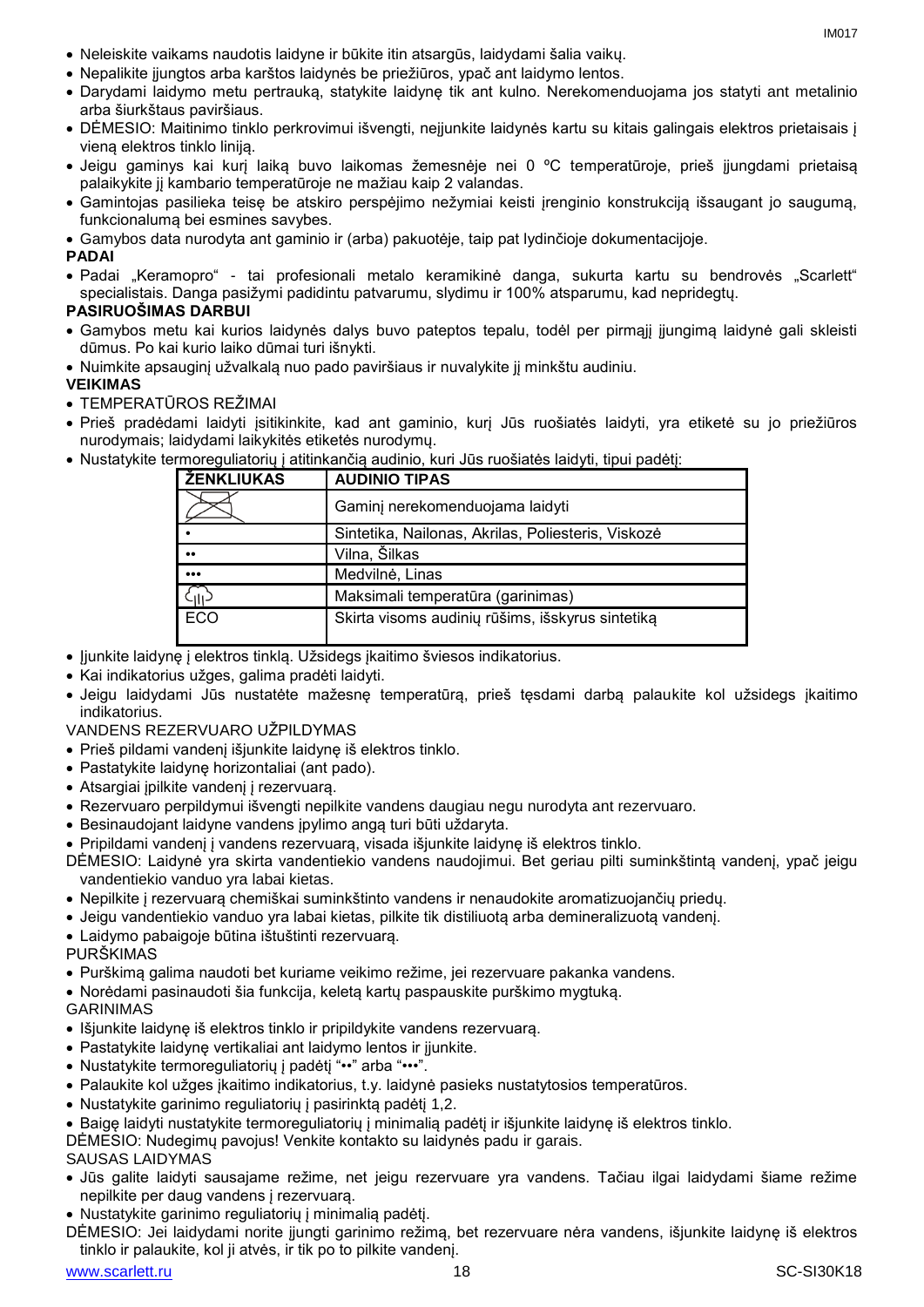- Neleiskite vaikams naudotis laidyne ir būkite itin atsargūs, laidydami šalia vaikų.
- Nepalikite įjungtos arba karštos laidynės be priežiūros, ypač ant laidymo lentos.
- Darydami laidymo metu pertrauką, statykite laidynę tik ant kulno. Nerekomenduojama jos statyti ant metalinio arba šiurkštaus paviršiaus.
- DĖMESIO: Maitinimo tinklo perkrovimui išvengti, neįjunkite laidynės kartu su kitais galingais elektros prietaisais į vieną elektros tinklo liniją.
- Jeigu gaminys kai kurį laiką buvo laikomas žemesnėje nei 0 ºC temperatūroje, prieš įjungdami prietaisą palaikykite jį kambario temperatūroje ne mažiau kaip 2 valandas.
- Gamintojas pasilieka teisę be atskiro perspėjimo nežymiai keisti įrenginio konstrukciją išsaugant jo saugumą, funkcionalumą bei esmines savybes.
- Gamybos data nurodyta ant gaminio ir (arba) pakuotėje, taip pat lydinčioje dokumentacijoje.

**PADAI**

- Padai „Keramopro“ - tai profesionali metalo keramikinė danga, sukurta kartu su bendrovės „Scarlett“ specialistais. Danga pasižymi padidintu patvarumu, slydimu ir 100% atsparumu, kad nepridegtų.

**PASIRUOŠIMAS DARBUI**

- Gamybos metu kai kurios laidynės dalys buvo pateptos tepalu, todėl per pirmąjį įjungimą laidynė gali skleisti dūmus. Po kai kurio laiko dūmai turi išnykti.
- Nuimkite apsauginį užvalkalą nuo pado paviršiaus ir nuvalykite jį minkštu audiniu.

**VEIKIMAS**

- TEMPERATŪROS REŽIMAI
- Prieš pradėdami laidyti įsitikinkite, kad ant gaminio, kurį Jūs ruošiatės laidyti, yra etiketė su jo priežiūros nurodymais; laidydami laikykitės etiketės nurodymų.
- Nustatykite termoreguliatorių į atitinkančią audinio, kuri Jūs ruošiatės laidyti, tipui padėtį:

| ŽENKLIUKAS | AUDINIO TIPAS |
|---|---|
| (perbrauktas lygintuvas) | Gaminį nerekomenduojama laidyti |
| • | Sintetika, Nailonas, Akrilas, Poliesteris, Viskozė |
| •• | Vilna, Šilkas |
| ••• | Medvilnė, Linas |
| (garų ženklas) | Maksimali temperatūra (garinimas) |
| ECO | Skirta visoms audinių rūšims, išskyrus sintetiką |

- Įjunkite laidynę į elektros tinklą. Užsidegs įkaitimo šviesos indikatorius.
- Kai indikatorius užges, galima pradėti laidyti.
- Jeigu laidydami Jūs nustatėte mažesnę temperatūrą, prieš tęsdami darbą palaukite kol užsidegs įkaitimo indikatorius.

VANDENS REZERVUARO UŽPILDYMAS

- Prieš pildami vandenį išjunkite laidynę iš elektros tinklo.
- Pastatykite laidynę horizontaliai (ant pado).
- Atsargiai įpilkite vandenį į rezervuarą.
- Rezervuaro perpildymui išvengti nepilkite vandens daugiau negu nurodyta ant rezervuaro.
- Besinaudojant laidyne vandens įpylimo angą turi būti uždaryta.
- Pripildami vandenį į vandens rezervuarą, visada išjunkite laidynę iš elektros tinklo.

DĖMESIO: Laidynė yra skirta vandentiekio vandens naudojimui. Bet geriau pilti suminkštintą vandenį, ypač jeigu vandentiekio vanduo yra labai kietas.

- Nepilkite į rezervuarą chemiškai suminkštinto vandens ir nenaudokite aromatizuojančių priedų.
- Jeigu vandentiekio vanduo yra labai kietas, pilkite tik distiliuotą arba demineralizuotą vandenį.
- Laidymo pabaigoje būtina ištuštinti rezervuarą.

PURŠKIMAS

- Purškimą galima naudoti bet kuriame veikimo režime, jei rezervuare pakanka vandens.
- Norėdami pasinaudoti šia funkcija, keletą kartų paspauskite purškimo mygtuką.

GARINIMAS

- Išjunkite laidynę iš elektros tinklo ir pripildykite vandens rezervuarą.
- Pastatykite laidynę vertikaliai ant laidymo lentos ir įjunkite.
- Nustatykite termoreguliatorių į padėtį “••” arba “•••”.
- Palaukite kol užges įkaitimo indikatorius, t.y. laidynė pasieks nustatytosios temperatūros.
- Nustatykite garinimo reguliatorių į pasirinktą padėtį 1,2.
- Baigę laidyti nustatykite termoreguliatorių į minimalią padėtį ir išjunkite laidynę iš elektros tinklo.

DĖMESIO: Nudegimų pavojus! Venkite kontakto su laidynės padu ir garais.

SAUSAS LAIDYMAS

- Jūs galite laidyti sausajame režime, net jeigu rezervuare yra vandens. Tačiau ilgai laidydami šiame režime nepilkite per daug vandens į rezervuarą.
- Nustatykite garinimo reguliatorių į minimalią padėtį.

DĖMESIO: Jei laidydami norite įjungti garinimo režimą, bet rezervuare nėra vandens, išjunkite laidynę iš elektros tinklo ir palaukite, kol ji atvės, ir tik po to pilkite vandenį.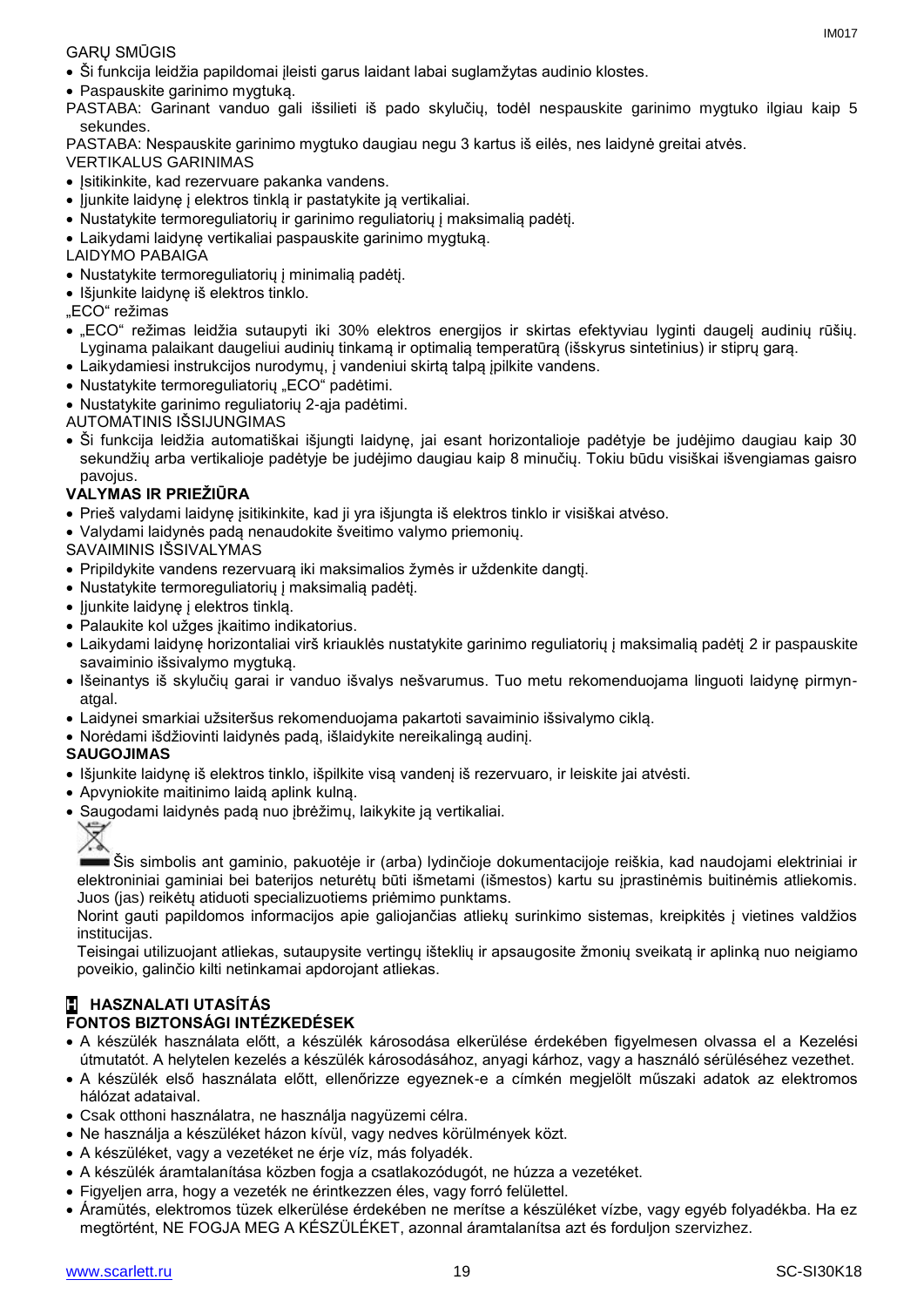GARŲ SMŪGIS

- Ši funkcija leidžia papildomai įleisti garus laidant labai suglamžytas audinio klostes.
- Paspauskite garinimo mygtuką.

PASTABA: Garinant vanduo gali išsilieti iš pado skylučių, todėl nespauskite garinimo mygtuko ilgiau kaip 5 sekundes.

PASTABA: Nespauskite garinimo mygtuko daugiau negu 3 kartus iš eilės, nes laidynė greitai atvės.

VERTIKALUS GARINIMAS

- Įsitikinkite, kad rezervuare pakanka vandens.
- Įjunkite laidynę į elektros tinklą ir pastatykite ją vertikaliai.
- Nustatykite termoreguliatorių ir garinimo reguliatorių į maksimalią padėtį.
- Laikydami laidynę vertikaliai paspauskite garinimo mygtuką.

LAIDYMO PABAIGA

- Nustatykite termoreguliatorių į minimalią padėtį.
- Išjunkite laidynę iš elektros tinklo.

„ECO“ režimas

- „ECO“ režimas leidžia sutaupyti iki 30% elektros energijos ir skirtas efektyviau lyginti daugelį audinių rūšių. Lyginama palaikant daugeliui audinių tinkamą ir optimalią temperatūrą (išskyrus sintetinius) ir stiprų garą.
- Laikydamiesi instrukcijos nurodymų, į vandeniui skirtą talpą įpilkite vandens.
- Nustatykite termoreguliatorių „ECO“ padėtimi.
- Nustatykite garinimo reguliatorių 2-ąja padėtimi.

AUTOMATINIS IŠSIJUNGIMAS

- Ši funkcija leidžia automatiškai išjungti laidynę, jai esant horizontalioje padėtyje be judėjimo daugiau kaip 30 sekundžių arba vertikalioje padėtyje be judėjimo daugiau kaip 8 minučių. Tokiu būdu visiškai išvengiamas gaisro pavojus.

**VALYMAS IR PRIEŽIŪRA**

- Prieš valydami laidynę įsitikinkite, kad ji yra išjungta iš elektros tinklo ir visiškai atvėso.
- Valydami laidynės padą nenaudokite šveitimo valymo priemonių.

SAVAIMINIS IŠSIVALYMAS

- Pripildykite vandens rezervuarą iki maksimalios žymės ir uždenkite dangtį.
- Nustatykite termoreguliatorių į maksimalią padėtį.
- Įjunkite laidynę į elektros tinklą.
- Palaukite kol užges įkaitimo indikatorius.
- Laikydami laidynę horizontaliai virš kriauklės nustatykite garinimo reguliatorių į maksimalią padėtį 2 ir paspauskite savaiminio išsivalymo mygtuką.
- Išeinantys iš skylučių garai ir vanduo išvalys nešvarumus. Tuo metu rekomenduojama linguoti laidynę pirmyn-atgal.
- Laidynei smarkiai užsiteršus rekomenduojama pakartoti savaiminio išsivalymo ciklą.
- Norėdami išdžiovinti laidynės padą, išlaidykite nereikalingą audinį.

**SAUGOJIMAS**

- Išjunkite laidynę iš elektros tinklo, išpilkite visą vandenį iš rezervuaro, ir leiskite jai atvėsti.
- Apvyniokite maitinimo laidą aplink kulną.
- Saugodami laidynės padą nuo įbrėžimų, laikykite ją vertikaliai.

Šis simbolis ant gaminio, pakuotėje ir (arba) lydinčioje dokumentacijoje reiškia, kad naudojami elektriniai ir elektroniniai gaminiai bei baterijos neturėtų būti išmetami (išmestos) kartu su įprastinėmis buitinėmis atliekomis. Juos (jas) reikėtų atiduoti specializuotiems priėmimo punktams.

Norint gauti papildomos informacijos apie galiojančias atliekų surinkimo sistemas, kreipkitės į vietines valdžios institucijas.

Teisingai utilizuojant atliekas, sutaupysite vertingų išteklių ir apsaugosite žmonių sveikatą ir aplinką nuo neigiamo poveikio, galinčio kilti netinkamai apdorojant atliekas.

**H HASZNALATI UTASÍTÁS**

**FONTOS BIZTONSÁGI INTÉZKEDÉSEK**

- A készülék használata előtt, a készülék károsodása elkerülése érdekében figyelmesen olvassa el a Kezelési útmutatót. A helytelen kezelés a készülék károsodásához, anyagi kárhoz, vagy a használó sérüléséhez vezethet.
- A készülék első használata előtt, ellenőrizze egyeznek-e a címkén megjelölt műszaki adatok az elektromos hálózat adataival.
- Csak otthoni használatra, ne használja nagyüzemi célra.
- Ne használja a készüléket házon kívül, vagy nedves körülmények közt.
- A készüléket, vagy a vezetéket ne érje víz, más folyadék.
- A készülék áramtalanítása közben fogja a csatlakozódugót, ne húzza a vezetéket.
- Figyeljen arra, hogy a vezeték ne érintkezzen éles, vagy forró felülettel.
- Áramütés, elektromos tüzek elkerülése érdekében ne merítse a készüléket vízbe, vagy egyéb folyadékba. Ha ez megtörtént, NE FOGJA MEG A KÉSZÜLÉKET, azonnal áramtalanítsa azt és forduljon szervizhez.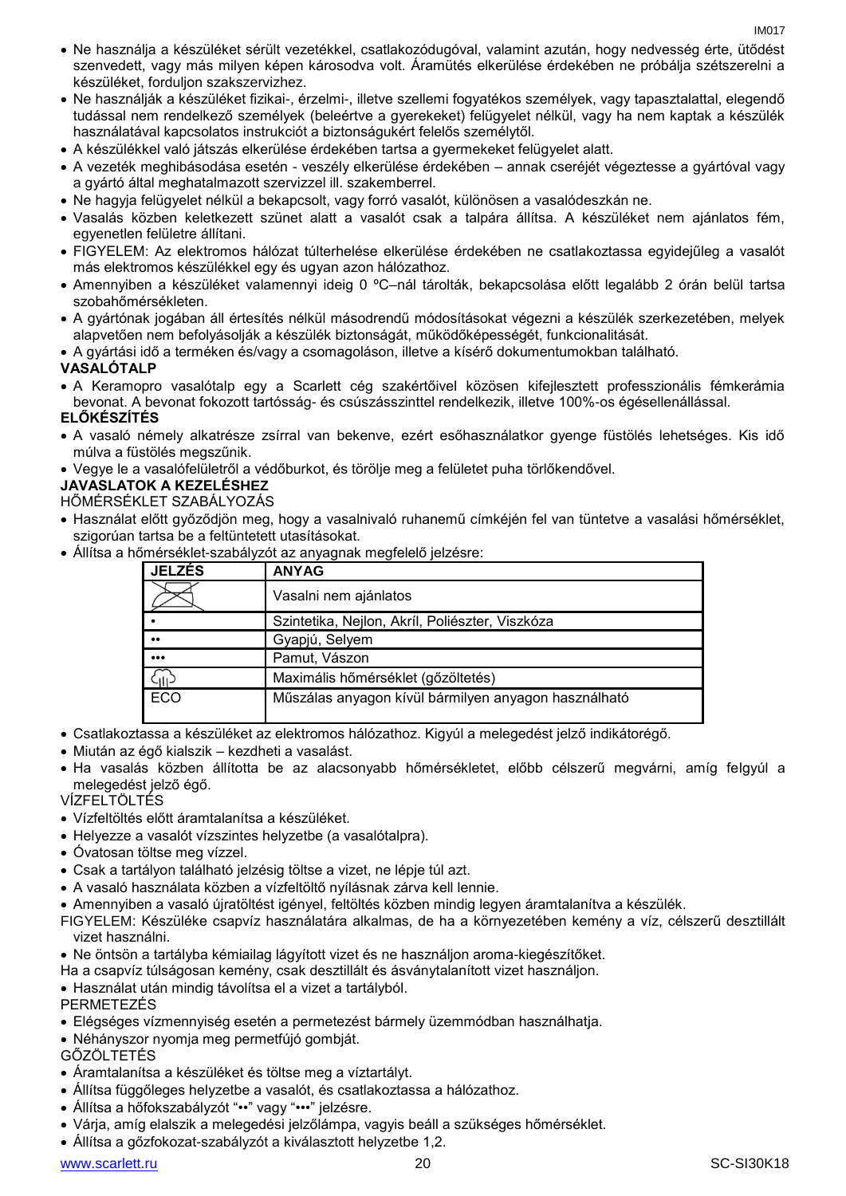- Ne használja a készüléket sérült vezetékkel, csatlakozódugóval, valamint azután, hogy nedvesség érte, ütődést szenvedett, vagy más milyen képen károsodva volt. Áramütés elkerülése érdekében ne próbálja szétszerelni a készüléket, forduljon szakszervizhez.
- Ne használják a készüléket fizikai-, érzelmi-, illetve szellemi fogyatékos személyek, vagy tapasztalattal, elegendő tudással nem rendelkező személyek (beleértve a gyerekeket) felügyelet nélkül, vagy ha nem kaptak a készülék használatával kapcsolatos instrukciót a biztonságukért felelős személytől.
- A készülékkel való játszás elkerülése érdekében tartsa a gyermekeket felügyelet alatt.
- A vezeték meghibásodása esetén - veszély elkerülése érdekében – annak cseréjét végeztesse a gyártóval vagy a gyártó által meghatalmazott szervizzel ill. szakemberrel.
- Ne hagyja felügyelet nélkül a bekapcsolt, vagy forró vasalót, különösen a vasalódeszkán ne.
- Vasalás közben keletkezett szünet alatt a vasalót csak a talpára állítsa. A készüléket nem ajánlatos fém, egyenetlen felületre állítani.
- FIGYELEM: Az elektromos hálózat túlterhelése elkerülése érdekében ne csatlakoztassa egyidejűleg a vasalót más elektromos készülékkel egy és ugyan azon hálózathoz.
- Amennyiben a készüléket valamennyi ideig 0 ºC–nál tárolták, bekapcsolása előtt legalább 2 órán belül tartsa szobahőmérsékleten.
- A gyártónak jogában áll értesítés nélkül másodrendű módosításokat végezni a készülék szerkezetében, melyek alapvetően nem befolyásolják a készülék biztonságát, működőképességét, funkcionalitását.
- A gyártási idő a terméken és/vagy a csomagoláson, illetve a kísérő dokumentumokban található.

**VASALÓTALP**

- A Keramopro vasalótalp egy a Scarlett cég szakértőivel közösen kifejlesztett professzionális fémkerámia bevonat. A bevonat fokozott tartósság- és csúszásszinttel rendelkezik, illetve 100%-os égésellenállással.

**ELŐKÉSZÍTÉS**

- A vasaló némely alkatrésze zsírral van bekenve, ezért esőhasználatkor gyenge füstölés lehetséges. Kis idő múlva a füstölés megszűnik.
- Vegye le a vasalófelületről a védőburkot, és törölje meg a felületet puha törlőkendővel.

**JAVASLATOK A KEZELÉSHEZ**

HŐMÉRSÉKLET SZABÁLYOZÁS

- Használat előtt győződjön meg, hogy a vasalnivaló ruhanemű címkéjén fel van tüntetve a vasalási hőmérséklet, szigorúan tartsa be a feltüntetett utasításokat.
- Állítsa a hőmérséklet-szabályzót az anyagnak megfelelő jelzésre:

| JELZÉS | ANYAG |
|---|---|
| (áthúzott vasaló) | Vasalni nem ajánlatos |
| • | Szintetika, Nejlon, Akríl, Poliészter, Viszkóza |
| •• | Gyapjú, Selyem |
| ••• | Pamut, Vászon |
| (gőz) | Maximális hőmérséklet (gőzöltetés) |
| ECO | Műszálas anyagon kívül bármilyen anyagon használható |

- Csatlakoztassa a készüléket az elektromos hálózathoz. Kigyúl a melegedést jelző indikátorégő.
- Miután az égő kialszik – kezdheti a vasalást.
- Ha vasalás közben állította be az alacsonyabb hőmérsékletet, előbb célszerű megvárni, amíg felgyúl a melegedést jelző égő.

VÍZFELTÖLTÉS

- Vízfeltöltés előtt áramtalanítsa a készüléket.
- Helyezze a vasalót vízszintes helyzetbe (a vasalótalpra).
- Óvatosan töltse meg vízzel.
- Csak a tartályon található jelzésig töltse a vizet, ne lépje túl azt.
- A vasaló használata közben a vízfeltöltő nyílásnak zárva kell lennie.
- Amennyiben a vasaló újratöltést igényel, feltöltés közben mindig legyen áramtalanítva a készülék.

FIGYELEM: Készüléke csapvíz használatára alkalmas, de ha a környezetében kemény a víz, célszerű desztillált vizet használni.

- Ne öntsön a tartályba kémiailag lágyított vizet és ne használjon aroma-kiegészítőket.

Ha a csapvíz túlságosan kemény, csak desztillált és ásványtalanított vizet használjon.

- Használat után mindig távolítsa el a vizet a tartályból.

PERMETEZÉS

- Elégséges vízmennyiség esetén a permetezést bármely üzemmódban használhatja.
- Néhányszor nyomja meg permetfújó gombját.

GŐZÖLTETÉS

- Áramtalanítsa a készüléket és töltse meg a víztartályt.
- Állítsa függőleges helyzetbe a vasalót, és csatlakoztassa a hálózathoz.
- Állítsa a hőfokszabályzót "••" vagy "•••" jelzésre.
- Várja, amíg elalszik a melegedési jelzőlámpa, vagyis beáll a szükséges hőmérséklet.
- Állítsa a gőzfokozat-szabályzót a kiválasztott helyzetbe 1,2.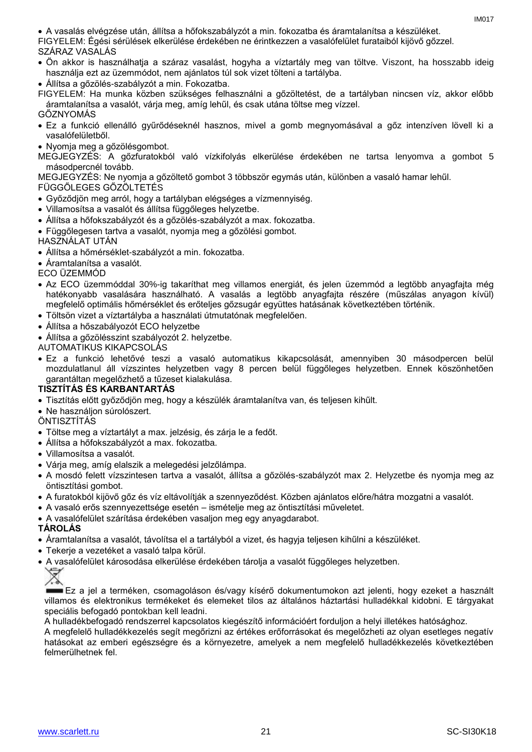- A vasalás elvégzése után, állítsa a hőfokszabályzót a min. fokozatba és áramtalanítsa a készüléket.

FIGYELEM: Égési sérülések elkerülése érdekében ne érintkezzen a vasalófelület furataiból kijövő gőzzel.

SZÁRAZ VASALÁS

- Ön akkor is használhatja a száraz vasalást, hogyha a víztartály meg van töltve. Viszont, ha hosszabb ideig használja ezt az üzemmódot, nem ajánlatos túl sok vizet tölteni a tartályba.
- Állítsa a gőzölés-szabályzót a min. Fokozatba.

FIGYELEM: Ha munka közben szükséges felhasználni a gőzöltetést, de a tartályban nincsen víz, akkor előbb áramtalanítsa a vasalót, várja meg, amíg lehűl, és csak utána töltse meg vízzel.

GŐZNYOMÁS

- Ez a funkció ellenálló gyűrődéseknél hasznos, mivel a gomb megnyomásával a gőz intenzíven lövell ki a vasalófelületből.
- Nyomja meg a gőzölésgombot.

MEGJEGYZÉS: A gőzfuratokból való vízkifolyás elkerülése érdekében ne tartsa lenyomva a gombot 5 másodpercnél tovább.

MEGJEGYZÉS: Ne nyomja a gőzöltető gombot 3 többször egymás után, különben a vasaló hamar lehűl.

FÜGGŐLEGES GŐZÖLTETÉS

- Győződjön meg arról, hogy a tartályban elégséges a vízmennyiség.
- Villamosítsa a vasalót és állítsa függőleges helyzetbe.
- Állítsa a hőfokszabályzót és a gőzölés-szabályzót a max. fokozatba.
- Függőlegesen tartva a vasalót, nyomja meg a gőzölési gombot.

HASZNÁLAT UTÁN

- Állítsa a hőmérséklet-szabályzót a min. fokozatba.
- Áramtalanítsa a vasalót.

ECO ÜZEMMÓD

- Az ECO üzemmóddal 30%-ig takaríthat meg villamos energiát, és jelen üzemmód a legtöbb anyagfajta még hatékonyabb vasalására használható. A vasalás a legtöbb anyagfajta részére (műszálas anyagon kívül) megfelelő optimális hőmérséklet és erőteljes gőzsugár együttes hatásának következtében történik.
- Töltsön vizet a víztartályba a használati útmutatónak megfelelően.
- Állítsa a hőszabályozót ECO helyzetbe
- Állítsa a gőzölésszint szabályozót 2. helyzetbe.

AUTOMATIKUS KIKAPCSOLÁS

- Ez a funkció lehetővé teszi a vasaló automatikus kikapcsolását, amennyiben 30 másodpercen belül mozdulatlanul áll vízszintes helyzetben vagy 8 percen belül függőleges helyzetben. Ennek köszönhetően garantáltan megelőzhető a tűzeset kialakulása.

**TISZTÍTÁS ÉS KARBANTARTÁS**

- Tisztítás előtt győződjön meg, hogy a készülék áramtalanítva van, és teljesen kihűlt.
- Ne használjon súrolószert.

ÖNTISZTÍTÁS

- Töltse meg a víztartályt a max. jelzésig, és zárja le a fedőt.
- Állítsa a hőfokszabályzót a max. fokozatba.
- Villamosítsa a vasalót.
- Várja meg, amíg elalszik a melegedési jelzőlámpa.
- A mosdó felett vízszintesen tartva a vasalót, állítsa a gőzölés-szabályzót max 2. Helyzetbe és nyomja meg az öntisztítási gombot.
- A furatokból kijövő gőz és víz eltávolítják a szennyeződést. Közben ajánlatos előre/hátra mozgatni a vasalót.
- A vasaló erős szennyezettsége esetén – ismételje meg az öntisztítási műveletet.
- A vasalófelület szárítása érdekében vasaljon meg egy anyagdarabot.

**TÁROLÁS**

- Áramtalanítsa a vasalót, távolítsa el a tartályból a vizet, és hagyja teljesen kihűlni a készüléket.
- Tekerje a vezetéket a vasaló talpa körül.
- A vasalófelület károsodása elkerülése érdekében tárolja a vasalót függőleges helyzetben.

Ez a jel a terméken, csomagoláson és/vagy kísérő dokumentumokon azt jelenti, hogy ezeket a használt villamos és elektronikus termékeket és elemeket tilos az általános háztartási hulladékkal kidobni. E tárgyakat speciális befogadó pontokban kell leadni.

A hulladékbefogadó rendszerrel kapcsolatos kiegészítő információért forduljon a helyi illetékes hatósághoz.

A megfelelő hulladékkezelés segít megőrizni az értékes erőforrásokat és megelőzheti az olyan esetleges negatív hatásokat az emberi egészségre és a környezetre, amelyek a nem megfelelő hulladékkezelés következtében felmerülhetnek fel.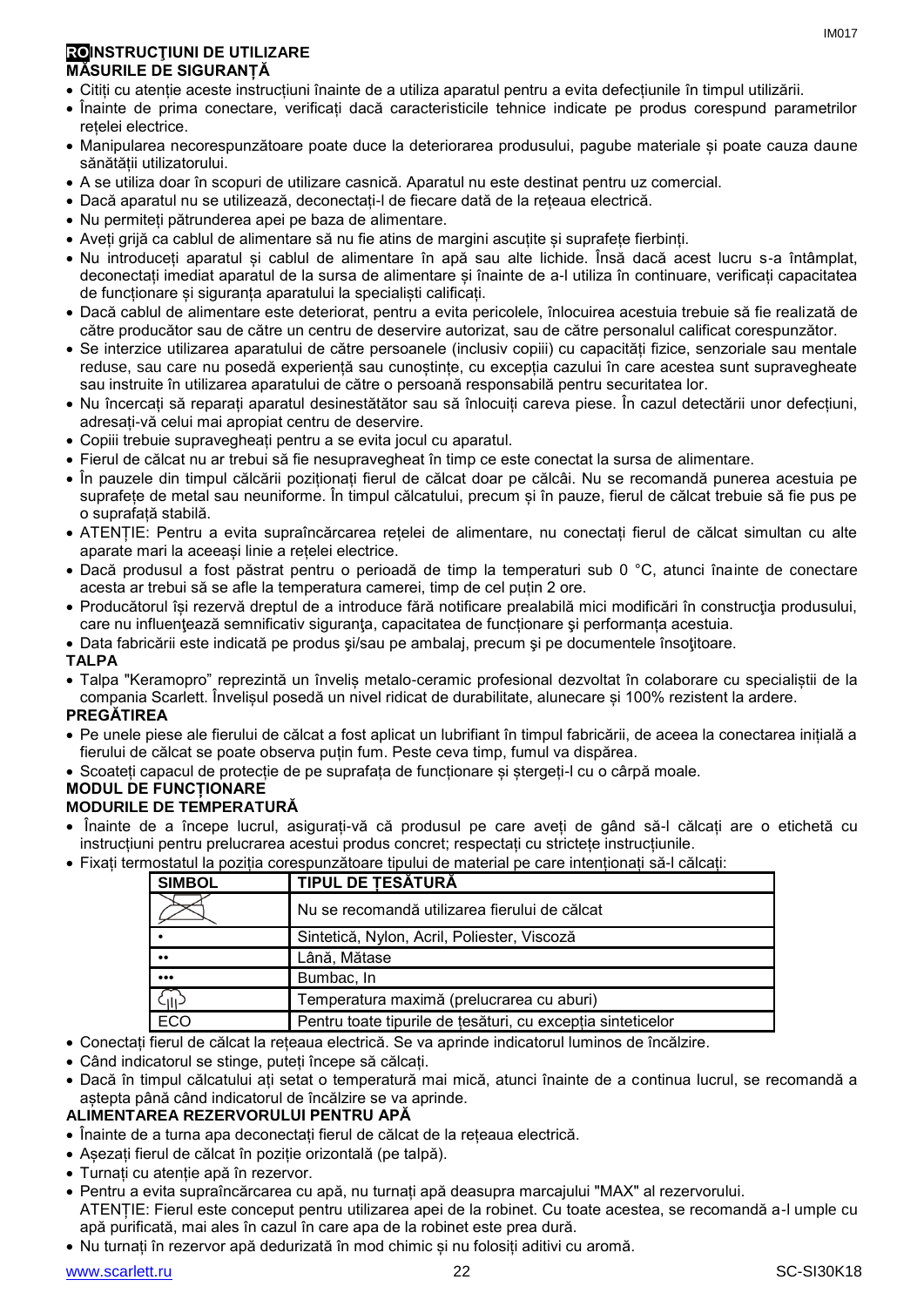## RO INSTRUCŢIUNI DE UTILIZARE

### MĂSURILE DE SIGURANȚĂ

- Citiți cu atenție aceste instrucțiuni înainte de a utiliza aparatul pentru a evita defecțiunile în timpul utilizării.
- Înainte de prima conectare, verificați dacă caracteristicile tehnice indicate pe produs corespund parametrilor rețelei electrice.
- Manipularea necorespunzătoare poate duce la deteriorarea produsului, pagube materiale și poate cauza daune sănătății utilizatorului.
- A se utiliza doar în scopuri de utilizare casnică. Aparatul nu este destinat pentru uz comercial.
- Dacă aparatul nu se utilizează, deconectați-l de fiecare dată de la rețeaua electrică.
- Nu permiteți pătrunderea apei pe baza de alimentare.
- Aveți grijă ca cablul de alimentare să nu fie atins de margini ascuțite și suprafețe fierbinți.
- Nu introduceți aparatul și cablul de alimentare în apă sau alte lichide. Însă dacă acest lucru s-a întâmplat, deconectați imediat aparatul de la sursa de alimentare și înainte de a-l utiliza în continuare, verificați capacitatea de funcționare și siguranța aparatului la specialiști calificați.
- Dacă cablul de alimentare este deteriorat, pentru a evita pericolele, înlocuirea acestuia trebuie să fie realizată de către producător sau de către un centru de deservire autorizat, sau de către personalul calificat corespunzător.
- Se interzice utilizarea aparatului de către persoanele (inclusiv copiii) cu capacități fizice, senzoriale sau mentale reduse, sau care nu posedă experiență sau cunoștințe, cu excepția cazului în care acestea sunt supravegheate sau instruite în utilizarea aparatului de către o persoană responsabilă pentru securitatea lor.
- Nu încercați să reparați aparatul desinestătător sau să înlocuiți careva piese. În cazul detectării unor defecțiuni, adresați-vă celui mai apropiat centru de deservire.
- Copiii trebuie supravegheați pentru a se evita jocul cu aparatul.
- Fierul de călcat nu ar trebui să fie nesupravegheat în timp ce este conectat la sursa de alimentare.
- În pauzele din timpul călcării poziționați fierul de călcat doar pe călcâi. Nu se recomandă punerea acestuia pe suprafețe de metal sau neuniforme. În timpul călcatului, precum și în pauze, fierul de călcat trebuie să fie pus pe o suprafață stabilă.
- ATENȚIE: Pentru a evita supraîncărcarea rețelei de alimentare, nu conectați fierul de călcat simultan cu alte aparate mari la aceeași linie a rețelei electrice.
- Dacă produsul a fost păstrat pentru o perioadă de timp la temperaturi sub 0 °C, atunci înainte de conectare acesta ar trebui să se afle la temperatura camerei, timp de cel puțin 2 ore.
- Producătorul își rezervă dreptul de a introduce fără notificare prealabilă mici modificări în construcţia produsului, care nu influenţează semnificativ siguranţa, capacitatea de funcționare şi performanţa acestuia.
- Data fabricării este indicată pe produs şi/sau pe ambalaj, precum şi pe documentele însoţitoare.

### TALPA

- Talpa "Keramopro" reprezintă un înveliș metalo-ceramic profesional dezvoltat în colaborare cu specialiștii de la compania Scarlett. Învelișul posedă un nivel ridicat de durabilitate, alunecare și 100% rezistent la ardere.

### PREGĂTIREA

- Pe unele piese ale fierului de călcat a fost aplicat un lubrifiant în timpul fabricării, de aceea la conectarea inițială a fierului de călcat se poate observa puțin fum. Peste ceva timp, fumul va dispărea.
- Scoateți capacul de protecție de pe suprafața de funcționare și ștergeți-l cu o cârpă moale.

### MODUL DE FUNCȚIONARE

### MODURILE DE TEMPERATURĂ

- Înainte de a începe lucrul, asigurați-vă că produsul pe care aveți de gând să-l călcați are o etichetă cu instrucțiuni pentru prelucrarea acestui produs concret; respectați cu strictețe instrucțiunile.
- Fixați termostatul la poziția corespunzătoare tipului de material pe care intenționați să-l călcați:

| SIMBOL | TIPUL DE ȚESĂTURĂ |
|---|---|
| (simbol fier tăiat) | Nu se recomandă utilizarea fierului de călcat |
| • | Sintetică, Nylon, Acril, Poliester, Viscoză |
| •• | Lână, Mătase |
| ••• | Bumbac, In |
| (simbol abur) | Temperatura maximă (prelucrarea cu aburi) |
| ECO | Pentru toate tipurile de țesături, cu excepția sinteticelor |

- Conectați fierul de călcat la rețeaua electrică. Se va aprinde indicatorul luminos de încălzire.
- Când indicatorul se stinge, puteți începe să călcați.
- Dacă în timpul călcatului ați setat o temperatură mai mică, atunci înainte de a continua lucrul, se recomandă a aștepta până când indicatorul de încălzire se va aprinde.

### ALIMENTAREA REZERVORULUI PENTRU APĂ

- Înainte de a turna apa deconectați fierul de călcat de la rețeaua electrică.
- Așezați fierul de călcat în poziție orizontală (pe talpă).
- Turnați cu atenție apă în rezervor.
- Pentru a evita supraîncărcarea cu apă, nu turnați apă deasupra marcajului "MAX" al rezervorului.
  ATENȚIE: Fierul este conceput pentru utilizarea apei de la robinet. Cu toate acestea, se recomandă a-l umple cu apă purificată, mai ales în cazul în care apa de la robinet este prea dură.
- Nu turnați în rezervor apă dedurizată în mod chimic și nu folosiți aditivi cu aromă.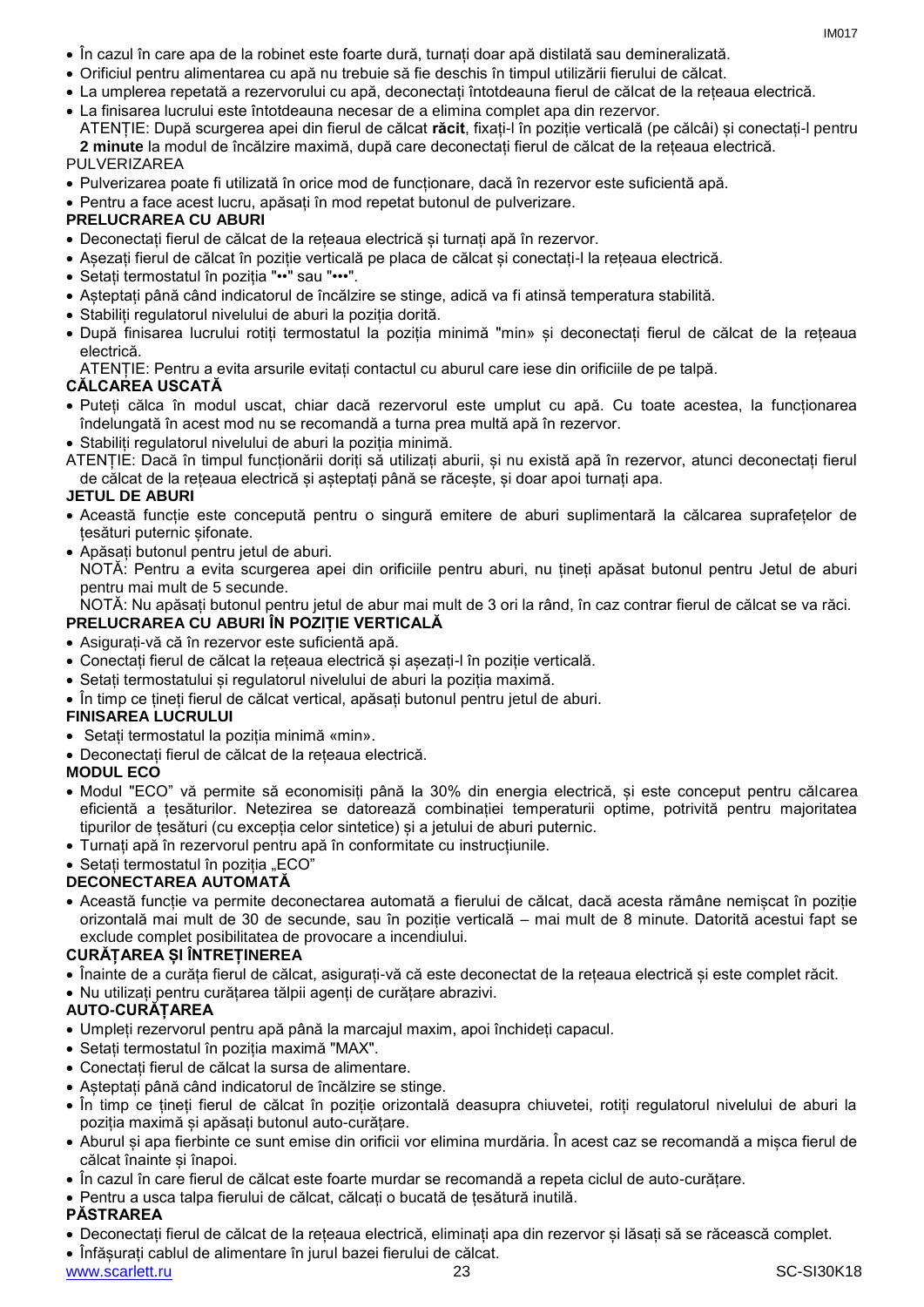- În cazul în care apa de la robinet este foarte dură, turnați doar apă distilată sau demineralizată.
- Orificiul pentru alimentarea cu apă nu trebuie să fie deschis în timpul utilizării fierului de călcat.
- La umplerea repetată a rezervorului cu apă, deconectați întotdeauna fierul de călcat de la rețeaua electrică.
- La finisarea lucrului este întotdeauna necesar de a elimina complet apa din rezervor.
  ATENȚIE: După scurgerea apei din fierul de călcat **răcit**, fixați-l în poziție verticală (pe călcâi) și conectați-l pentru **2 minute** la modul de încălzire maximă, după care deconectați fierul de călcat de la rețeaua electrică.

PULVERIZAREA

- Pulverizarea poate fi utilizată în orice mod de funcționare, dacă în rezervor este suficientă apă.
- Pentru a face acest lucru, apăsați în mod repetat butonul de pulverizare.

**PRELUCRAREA CU ABURI**

- Deconectați fierul de călcat de la rețeaua electrică și turnați apă în rezervor.
- Așezați fierul de călcat în poziție verticală pe placa de călcat și conectați-l la rețeaua electrică.
- Setați termostatul în poziția "••" sau "•••".
- Așteptați până când indicatorul de încălzire se stinge, adică va fi atinsă temperatura stabilită.
- Stabiliți regulatorul nivelului de aburi la poziția dorită.
- După finisarea lucrului rotiți termostatul la poziția minimă "min» și deconectați fierul de călcat de la rețeaua electrică.
  ATENȚIE: Pentru a evita arsurile evitați contactul cu aburul care iese din orificiile de pe talpă.

**CĂLCAREA USCATĂ**

- Puteți călca în modul uscat, chiar dacă rezervorul este umplut cu apă. Cu toate acestea, la funcționarea îndelungată în acest mod nu se recomandă a turna prea multă apă în rezervor.
- Stabiliți regulatorul nivelului de aburi la poziția minimă.

ATENȚIE: Dacă în timpul funcționării doriți să utilizați aburii, și nu există apă în rezervor, atunci deconectați fierul de călcat de la rețeaua electrică și așteptați până se răcește, și doar apoi turnați apa.

**JETUL DE ABURI**

- Această funcție este concepută pentru o singură emitere de aburi suplimentară la călcarea suprafețelor de țesături puternic șifonate.
- Apăsați butonul pentru jetul de aburi.
  NOTĂ: Pentru a evita scurgerea apei din orificiile pentru aburi, nu țineți apăsat butonul pentru Jetul de aburi pentru mai mult de 5 secunde.
  NOTĂ: Nu apăsați butonul pentru jetul de abur mai mult de 3 ori la rând, în caz contrar fierul de călcat se va răci.

**PRELUCRAREA CU ABURI ÎN POZIȚIE VERTICALĂ**

- Asigurați-vă că în rezervor este suficientă apă.
- Conectați fierul de călcat la rețeaua electrică și așezați-l în poziție verticală.
- Setați termostatului și regulatorul nivelului de aburi la poziția maximă.
- În timp ce țineți fierul de călcat vertical, apăsați butonul pentru jetul de aburi.

**FINISAREA LUCRULUI**

- Setați termostatul la poziția minimă «min».
- Deconectați fierul de călcat de la rețeaua electrică.

**MODUL ECO**

- Modul "ECO" vă permite să economisiți până la 30% din energia electrică, și este conceput pentru călcarea eficientă a țesăturilor. Netezirea se datorează combinației temperaturii optime, potrivită pentru majoritatea tipurilor de țesături (cu excepția celor sintetice) și a jetului de aburi puternic.
- Turnați apă în rezervorul pentru apă în conformitate cu instrucțiunile.
- Setați termostatul în poziția „ECO"

**DECONECTAREA AUTOMATĂ**

- Această funcție va permite deconectarea automată a fierului de călcat, dacă acesta rămâne nemișcat în poziție orizontală mai mult de 30 de secunde, sau în poziție verticală – mai mult de 8 minute. Datorită acestui fapt se exclude complet posibilitatea de provocare a incendiului.

**CURĂȚAREA ȘI ÎNTREȚINEREA**

- Înainte de a curăța fierul de călcat, asigurați-vă că este deconectat de la rețeaua electrică și este complet răcit.
- Nu utilizați pentru curățarea tălpii agenți de curățare abrazivi.

**AUTO-CURĂȚAREA**

- Umpleți rezervorul pentru apă până la marcajul maxim, apoi închideți capacul.
- Setați termostatul în poziția maximă "MAX".
- Conectați fierul de călcat la sursa de alimentare.
- Așteptați până când indicatorul de încălzire se stinge.
- În timp ce țineți fierul de călcat în poziție orizontală deasupra chiuvetei, rotiți regulatorul nivelului de aburi la poziția maximă și apăsați butonul auto-curățare.
- Aburul și apa fierbinte ce sunt emise din orificii vor elimina murdăria. În acest caz se recomandă a mișca fierul de călcat înainte și înapoi.
- În cazul în care fierul de călcat este foarte murdar se recomandă a repeta ciclul de auto-curățare.
- Pentru a usca talpa fierului de călcat, călcați o bucată de țesătură inutilă.

**PĂSTRAREA**

- Deconectați fierul de călcat de la rețeaua electrică, eliminați apa din rezervor și lăsați să se răcească complet.
- Înfășurați cablul de alimentare în jurul bazei fierului de călcat.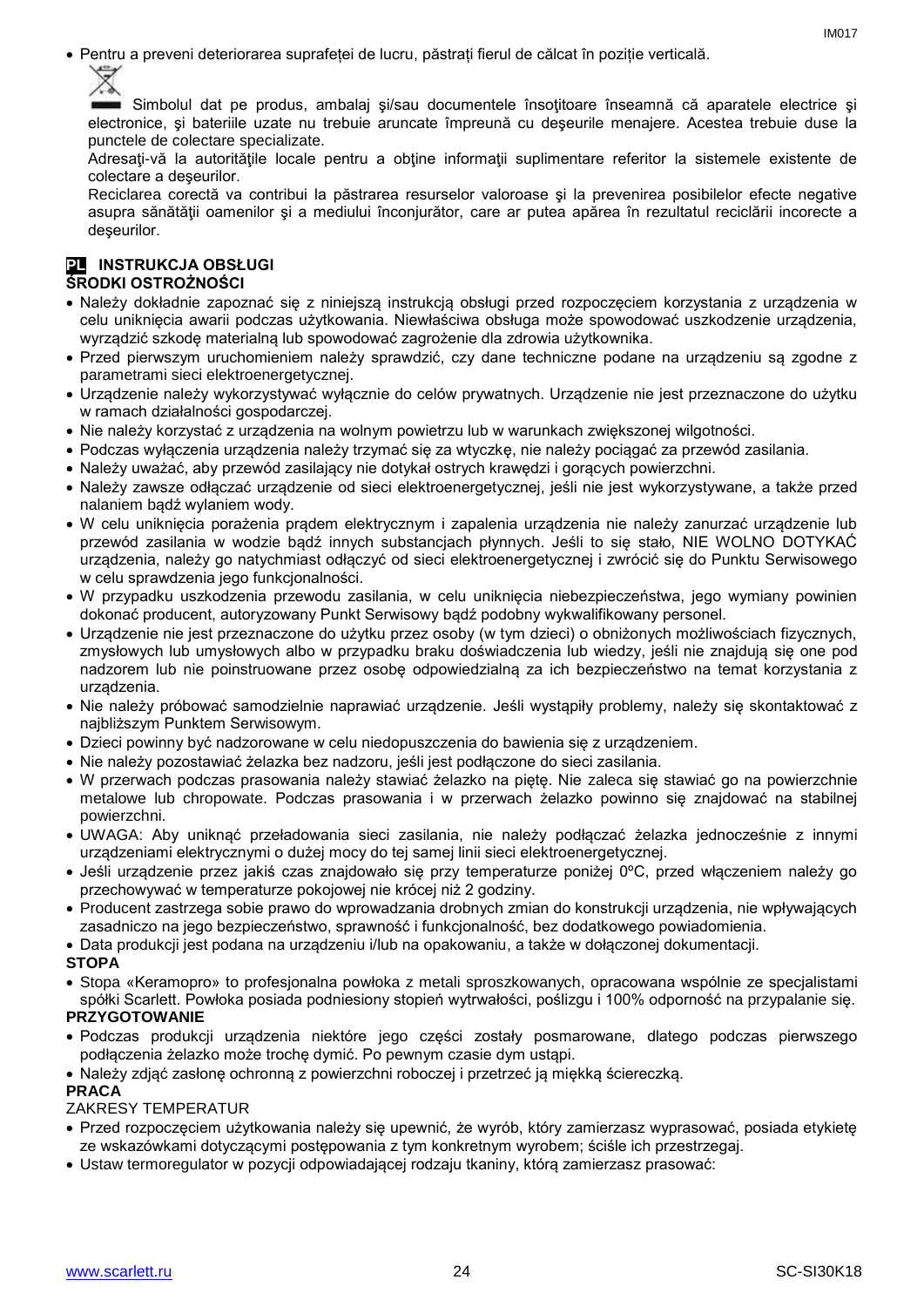- Pentru a preveni deteriorarea suprafeței de lucru, păstrați fierul de călcat în poziție verticală.

Simbolul dat pe produs, ambalaj şi/sau documentele însoţitoare înseamnă că aparatele electrice şi electronice, şi bateriile uzate nu trebuie aruncate împreună cu deşeurile menajere. Acestea trebuie duse la punctele de colectare specializate.

Adresaţi-vă la autorităţile locale pentru a obţine informaţii suplimentare referitor la sistemele existente de colectare a deşeurilor.

Reciclarea corectă va contribui la păstrarea resurselor valoroase şi la prevenirea posibilelor efecte negative asupra sănătăţii oamenilor şi a mediului înconjurător, care ar putea apărea în rezultatul reciclării incorecte a deşeurilor.

## PL INSTRUKCJA OBSŁUGI

### ŚRODKI OSTROŻNOŚCI

- Należy dokładnie zapoznać się z niniejszą instrukcją obsługi przed rozpoczęciem korzystania z urządzenia w celu uniknięcia awarii podczas użytkowania. Niewłaściwa obsługa może spowodować uszkodzenie urządzenia, wyrządzić szkodę materialną lub spowodować zagrożenie dla zdrowia użytkownika.
- Przed pierwszym uruchomieniem należy sprawdzić, czy dane techniczne podane na urządzeniu są zgodne z parametrami sieci elektroenergetycznej.
- Urządzenie należy wykorzystywać wyłącznie do celów prywatnych. Urządzenie nie jest przeznaczone do użytku w ramach działalności gospodarczej.
- Nie należy korzystać z urządzenia na wolnym powietrzu lub w warunkach zwiększonej wilgotności.
- Podczas wyłączenia urządzenia należy trzymać się za wtyczkę, nie należy pociągać za przewód zasilania.
- Należy uważać, aby przewód zasilający nie dotykał ostrych krawędzi i gorących powierzchni.
- Należy zawsze odłączać urządzenie od sieci elektroenergetycznej, jeśli nie jest wykorzystywane, a także przed nalaniem bądź wylaniem wody.
- W celu uniknięcia porażenia prądem elektrycznym i zapalenia urządzenia nie należy zanurzać urządzenie lub przewód zasilania w wodzie bądź innych substancjach płynnych. Jeśli to się stało, NIE WOLNO DOTYKAĆ urządzenia, należy go natychmiast odłączyć od sieci elektroenergetycznej i zwrócić się do Punktu Serwisowego w celu sprawdzenia jego funkcjonalności.
- W przypadku uszkodzenia przewodu zasilania, w celu uniknięcia niebezpieczeństwa, jego wymiany powinien dokonać producent, autoryzowany Punkt Serwisowy bądź podobny wykwalifikowany personel.
- Urządzenie nie jest przeznaczone do użytku przez osoby (w tym dzieci) o obniżonych możliwościach fizycznych, zmysłowych lub umysłowych albo w przypadku braku doświadczenia lub wiedzy, jeśli nie znajdują się one pod nadzorem lub nie poinstruowane przez osobę odpowiedzialną za ich bezpieczeństwo na temat korzystania z urządzenia.
- Nie należy próbować samodzielnie naprawiać urządzenie. Jeśli wystąpiły problemy, należy się skontaktować z najbliższym Punktem Serwisowym.
- Dzieci powinny być nadzorowane w celu niedopuszczenia do bawienia się z urządzeniem.
- Nie należy pozostawiać żelazka bez nadzoru, jeśli jest podłączone do sieci zasilania.
- W przerwach podczas prasowania należy stawiać żelazko na piętę. Nie zaleca się stawiać go na powierzchnie metalowe lub chropowate. Podczas prasowania i w przerwach żelazko powinno się znajdować na stabilnej powierzchni.
- UWAGA: Aby uniknąć przeładowania sieci zasilania, nie należy podłączać żelazka jednocześnie z innymi urządzeniami elektrycznymi o dużej mocy do tej samej linii sieci elektroenergetycznej.
- Jeśli urządzenie przez jakiś czas znajdowało się przy temperaturze poniżej 0ºC, przed włączeniem należy go przechowywać w temperaturze pokojowej nie krócej niż 2 godziny.
- Producent zastrzega sobie prawo do wprowadzania drobnych zmian do konstrukcji urządzenia, nie wpływających zasadniczo na jego bezpieczeństwo, sprawność i funkcjonalność, bez dodatkowego powiadomienia.
- Data produkcji jest podana na urządzeniu i/lub na opakowaniu, a także w dołączonej dokumentacji.

### STOPA

- Stopa «Keramopro» to profesjonalna powłoka z metali sproszkowanych, opracowana wspólnie ze specjalistami spółki Scarlett. Powłoka posiada podniesiony stopień wytrwałości, poślizgu i 100% odporność na przypalanie się.

### PRZYGOTOWANIE

- Podczas produkcji urządzenia niektóre jego części zostały posmarowane, dlatego podczas pierwszego podłączenia żelazko może trochę dymić. Po pewnym czasie dym ustąpi.
- Należy zdjąć zasłonę ochronną z powierzchni roboczej i przetrzeć ją miękką ściereczką.

### PRACA

ZAKRESY TEMPERATUR

- Przed rozpoczęciem użytkowania należy się upewnić, że wyrób, który zamierzasz wyprasować, posiada etykietę ze wskazówkami dotyczącymi postępowania z tym konkretnym wyrobem; ściśle ich przestrzegaj.
- Ustaw termoregulator w pozycji odpowiadającej rodzaju tkaniny, którą zamierzasz prasować: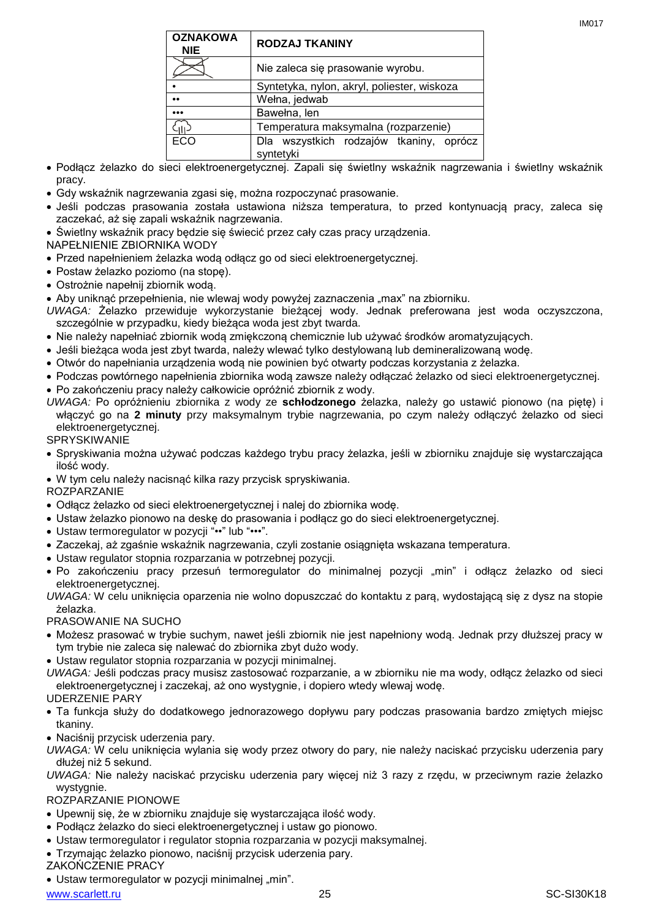| OZNAKOWANIE | RODZAJ TKANINY |
|---|---|
| (symbol: przekreślone żelazko) | Nie zaleca się prasowanie wyrobu. |
| • | Syntetyka, nylon, akryl, poliester, wiskoza |
| •• | Wełna, jedwab |
| ••• | Bawełna, len |
| (symbol: para) | Temperatura maksymalna (rozparzenie) |
| ECO | Dla wszystkich rodzajów tkaniny, oprócz syntetyki |

- Podłącz żelazko do sieci elektroenergetycznej. Zapali się świetlny wskaźnik nagrzewania i świetlny wskaźnik pracy.
- Gdy wskaźnik nagrzewania zgasi się, można rozpoczynać prasowanie.
- Jeśli podczas prasowania została ustawiona niższa temperatura, to przed kontynuacją pracy, zaleca się zaczekać, aż się zapali wskaźnik nagrzewania.
- Świetlny wskaźnik pracy będzie się świecić przez cały czas pracy urządzenia.

NAPEŁNIENIE ZBIORNIKA WODY

- Przed napełnieniem żelazka wodą odłącz go od sieci elektroenergetycznej.
- Postaw żelazko poziomo (na stopę).
- Ostrożnie napełnij zbiornik wodą.
- Aby uniknąć przepełnienia, nie wlewaj wody powyżej zaznaczenia „max" na zbiorniku.

*UWAGA:* Żelazko przewiduje wykorzystanie bieżącej wody. Jednak preferowana jest woda oczyszczona, szczególnie w przypadku, kiedy bieżąca woda jest zbyt twarda.

- Nie należy napełniać zbiornik wodą zmiękczoną chemicznie lub używać środków aromatyzujących.
- Jeśli bieżąca woda jest zbyt twarda, należy wlewać tylko destylowaną lub demineralizowaną wodę.
- Otwór do napełniania urządzenia wodą nie powinien być otwarty podczas korzystania z żelazka.
- Podczas powtórnego napełnienia zbiornika wodą zawsze należy odłączać żelazko od sieci elektroenergetycznej.
- Po zakończeniu pracy należy całkowicie opróżnić zbiornik z wody.

*UWAGA:* Po opróżnieniu zbiornika z wody ze **schłodzonego** żelazka, należy go ustawić pionowo (na piętę) i włączyć go na **2 minuty** przy maksymalnym trybie nagrzewania, po czym należy odłączyć żelazko od sieci elektroenergetycznej.

SPRYSKIWANIE

- Spryskiwania można używać podczas każdego trybu pracy żelazka, jeśli w zbiorniku znajduje się wystarczająca ilość wody.
- W tym celu należy nacisnąć kilka razy przycisk spryskiwania.

ROZPARZANIE

- Odłącz żelazko od sieci elektroenergetycznej i nalej do zbiornika wodę.
- Ustaw żelazko pionowo na deskę do prasowania i podłącz go do sieci elektroenergetycznej.
- Ustaw termoregulator w pozycji "••" lub "•••".
- Zaczekaj, aż zgaśnie wskaźnik nagrzewania, czyli zostanie osiągnięta wskazana temperatura.
- Ustaw regulator stopnia rozparzania w potrzebnej pozycji.
- Po zakończeniu pracy przesuń termoregulator do minimalnej pozycji „min" i odłącz żelazko od sieci elektroenergetycznej.

*UWAGA:* W celu uniknięcia oparzenia nie wolno dopuszczać do kontaktu z parą, wydostającą się z dysz na stopie żelazka.

PRASOWANIE NA SUCHO

- Możesz prasować w trybie suchym, nawet jeśli zbiornik nie jest napełniony wodą. Jednak przy dłuższej pracy w tym trybie nie zaleca się nalewać do zbiornika zbyt dużo wody.
- Ustaw regulator stopnia rozparzania w pozycji minimalnej.

*UWAGA:* Jeśli podczas pracy musisz zastosować rozparzanie, a w zbiorniku nie ma wody, odłącz żelazko od sieci elektroenergetycznej i zaczekaj, aż ono wystygnie, i dopiero wtedy wlewaj wodę.

UDERZENIE PARY

- Ta funkcja służy do dodatkowego jednorazowego dopływu pary podczas prasowania bardzo zmiętych miejsc tkaniny.
- Naciśnij przycisk uderzenia pary.

*UWAGA:* W celu uniknięcia wylania się wody przez otwory do pary, nie należy naciskać przycisku uderzenia pary dłużej niż 5 sekund.

*UWAGA:* Nie należy naciskać przycisku uderzenia pary więcej niż 3 razy z rzędu, w przeciwnym razie żelazko wystygnie.

ROZPARZANIE PIONOWE

- Upewnij się, że w zbiorniku znajduje się wystarczająca ilość wody.
- Podłącz żelazko do sieci elektroenergetycznej i ustaw go pionowo.
- Ustaw termoregulator i regulator stopnia rozparzania w pozycji maksymalnej.
- Trzymając żelazko pionowo, naciśnij przycisk uderzenia pary.

ZAKOŃCZENIE PRACY

- Ustaw termoregulator w pozycji minimalnej „min".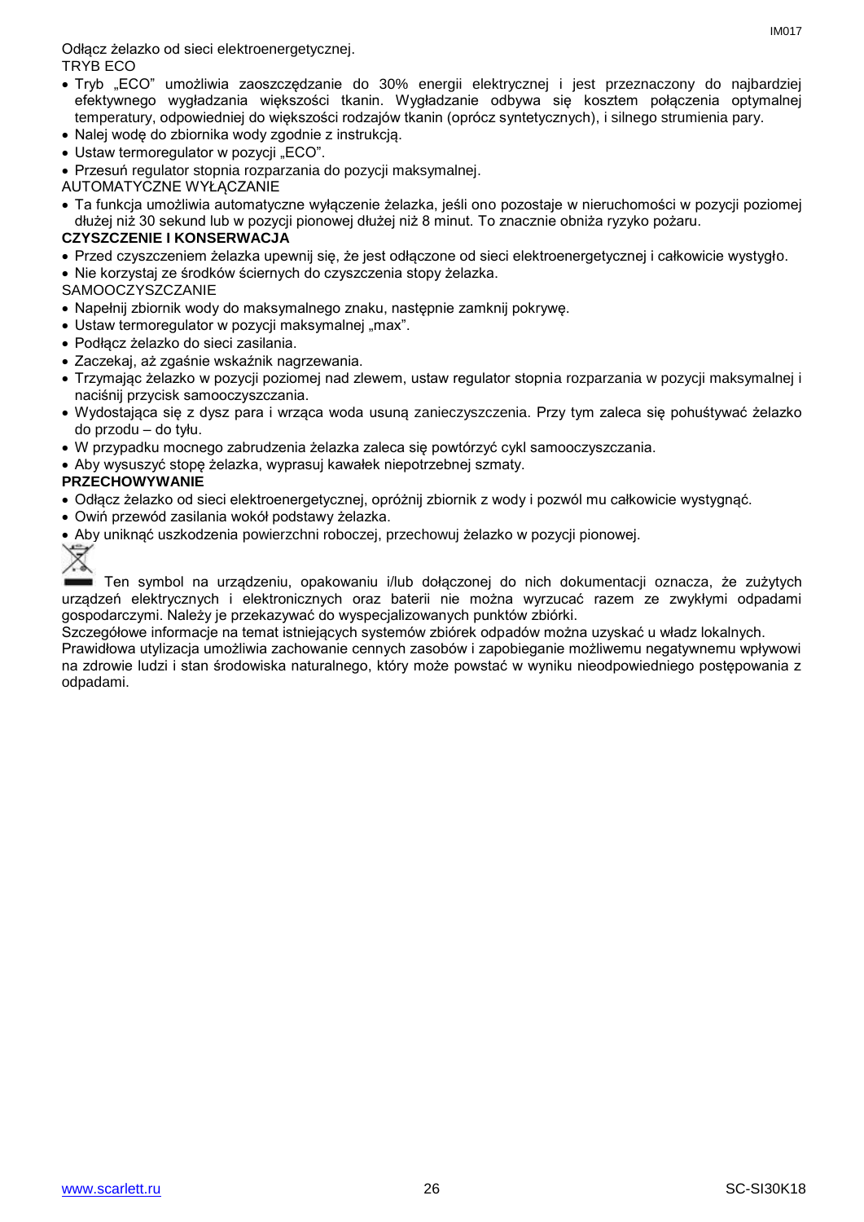Odłącz żelazko od sieci elektroenergetycznej.

TRYB ECO

- Tryb „ECO" umożliwia zaoszczędzanie do 30% energii elektrycznej i jest przeznaczony do najbardziej efektywnego wygładzania większości tkanin. Wygładzanie odbywa się kosztem połączenia optymalnej temperatury, odpowiedniej do większości rodzajów tkanin (oprócz syntetycznych), i silnego strumienia pary.
- Nalej wodę do zbiornika wody zgodnie z instrukcją.
- Ustaw termoregulator w pozycji „ECO".
- Przesuń regulator stopnia rozparzania do pozycji maksymalnej.

AUTOMATYCZNE WYŁĄCZANIE

- Ta funkcja umożliwia automatyczne wyłączenie żelazka, jeśli ono pozostaje w nieruchomości w pozycji poziomej dłużej niż 30 sekund lub w pozycji pionowej dłużej niż 8 minut. To znacznie obniża ryzyko pożaru.

**CZYSZCZENIE I KONSERWACJA**

- Przed czyszczeniem żelazka upewnij się, że jest odłączone od sieci elektroenergetycznej i całkowicie wystygło.
- Nie korzystaj ze środków ściernych do czyszczenia stopy żelazka.

SAMOOCZYSZCZANIE

- Napełnij zbiornik wody do maksymalnego znaku, następnie zamknij pokrywę.
- Ustaw termoregulator w pozycji maksymalnej „max".
- Podłącz żelazko do sieci zasilania.
- Zaczekaj, aż zgaśnie wskaźnik nagrzewania.
- Trzymając żelazko w pozycji poziomej nad zlewem, ustaw regulator stopnia rozparzania w pozycji maksymalnej i naciśnij przycisk samooczyszczania.
- Wydostająca się z dysz para i wrząca woda usuną zanieczyszczenia. Przy tym zaleca się pohuśtywać żelazko do przodu – do tyłu.
- W przypadku mocnego zabrudzenia żelazka zaleca się powtórzyć cykl samooczyszczania.
- Aby wysuszyć stopę żelazka, wyprasuj kawałek niepotrzebnej szmaty.

**PRZECHOWYWANIE**

- Odłącz żelazko od sieci elektroenergetycznej, opróżnij zbiornik z wody i pozwól mu całkowicie wystygnąć.
- Owiń przewód zasilania wokół podstawy żelazka.
- Aby uniknąć uszkodzenia powierzchni roboczej, przechowuj żelazko w pozycji pionowej.

Ten symbol na urządzeniu, opakowaniu i/lub dołączonej do nich dokumentacji oznacza, że zużytych urządzeń elektrycznych i elektronicznych oraz baterii nie można wyrzucać razem ze zwykłymi odpadami gospodarczymi. Należy je przekazywać do wyspecjalizowanych punktów zbiórki.

Szczegółowe informacje na temat istniejących systemów zbiórek odpadów można uzyskać u władz lokalnych.

Prawidłowa utylizacja umożliwia zachowanie cennych zasobów i zapobieganie możliwemu negatywnemu wpływowi na zdrowie ludzi i stan środowiska naturalnego, który może powstać w wyniku nieodpowiedniego postępowania z odpadami.